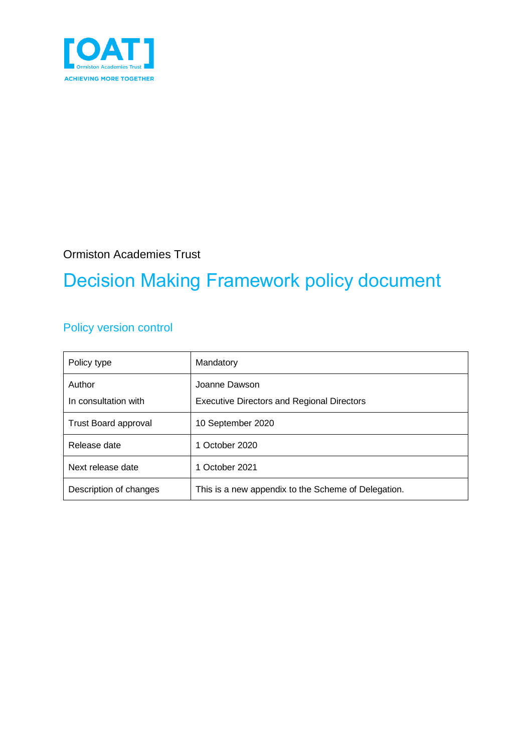[OAT] Ormiston Academies Trust

ACHIEVING MORE TOGETHER

Ormiston Academies Trust

# Decision Making Framework policy document

## Policy version control

| Policy type | Mandatory |
|---|---|
| Author<br>In consultation with | Joanne Dawson<br>Executive Directors and Regional Directors |
| Trust Board approval | 10 September 2020 |
| Release date | 1 October 2020 |
| Next release date | 1 October 2021 |
| Description of changes | This is a new appendix to the Scheme of Delegation. |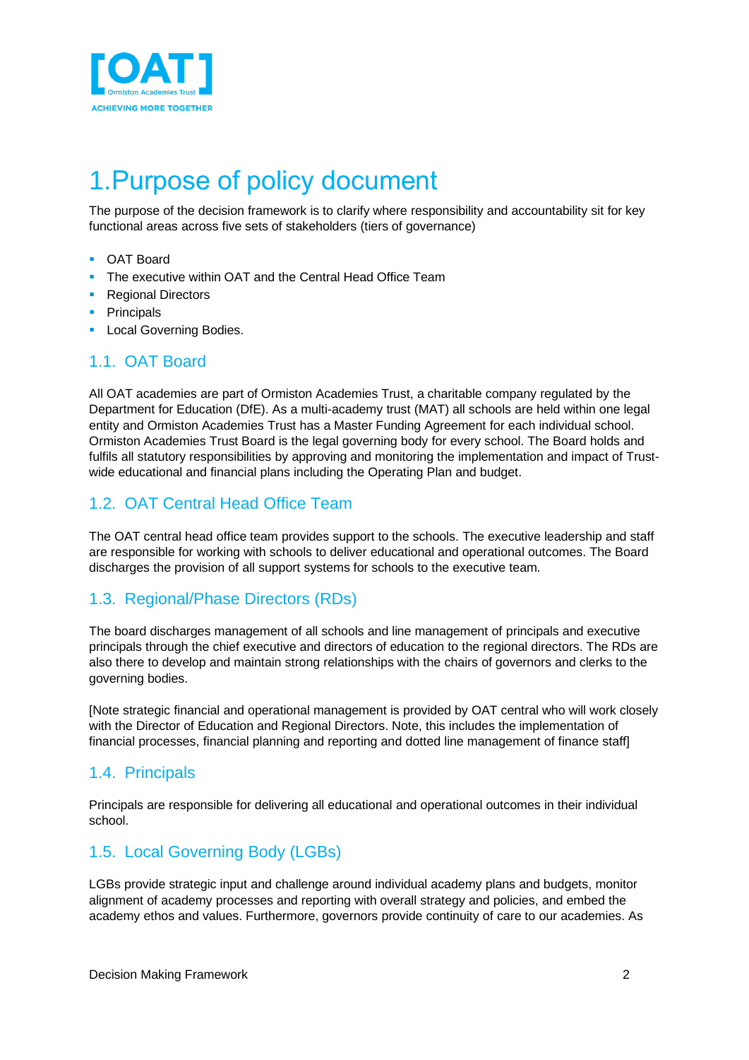# 1.Purpose of policy document

The purpose of the decision framework is to clarify where responsibility and accountability sit for key functional areas across five sets of stakeholders (tiers of governance)

- OAT Board
- The executive within OAT and the Central Head Office Team
- Regional Directors
- Principals
- Local Governing Bodies.

## 1.1. OAT Board

All OAT academies are part of Ormiston Academies Trust, a charitable company regulated by the Department for Education (DfE). As a multi-academy trust (MAT) all schools are held within one legal entity and Ormiston Academies Trust has a Master Funding Agreement for each individual school. Ormiston Academies Trust Board is the legal governing body for every school. The Board holds and fulfils all statutory responsibilities by approving and monitoring the implementation and impact of Trust-wide educational and financial plans including the Operating Plan and budget.

## 1.2. OAT Central Head Office Team

The OAT central head office team provides support to the schools. The executive leadership and staff are responsible for working with schools to deliver educational and operational outcomes. The Board discharges the provision of all support systems for schools to the executive team.

## 1.3. Regional/Phase Directors (RDs)

The board discharges management of all schools and line management of principals and executive principals through the chief executive and directors of education to the regional directors. The RDs are also there to develop and maintain strong relationships with the chairs of governors and clerks to the governing bodies.

[Note strategic financial and operational management is provided by OAT central who will work closely with the Director of Education and Regional Directors. Note, this includes the implementation of financial processes, financial planning and reporting and dotted line management of finance staff]

## 1.4. Principals

Principals are responsible for delivering all educational and operational outcomes in their individual school.

## 1.5. Local Governing Body (LGBs)

LGBs provide strategic input and challenge around individual academy plans and budgets, monitor alignment of academy processes and reporting with overall strategy and policies, and embed the academy ethos and values. Furthermore, governors provide continuity of care to our academies. As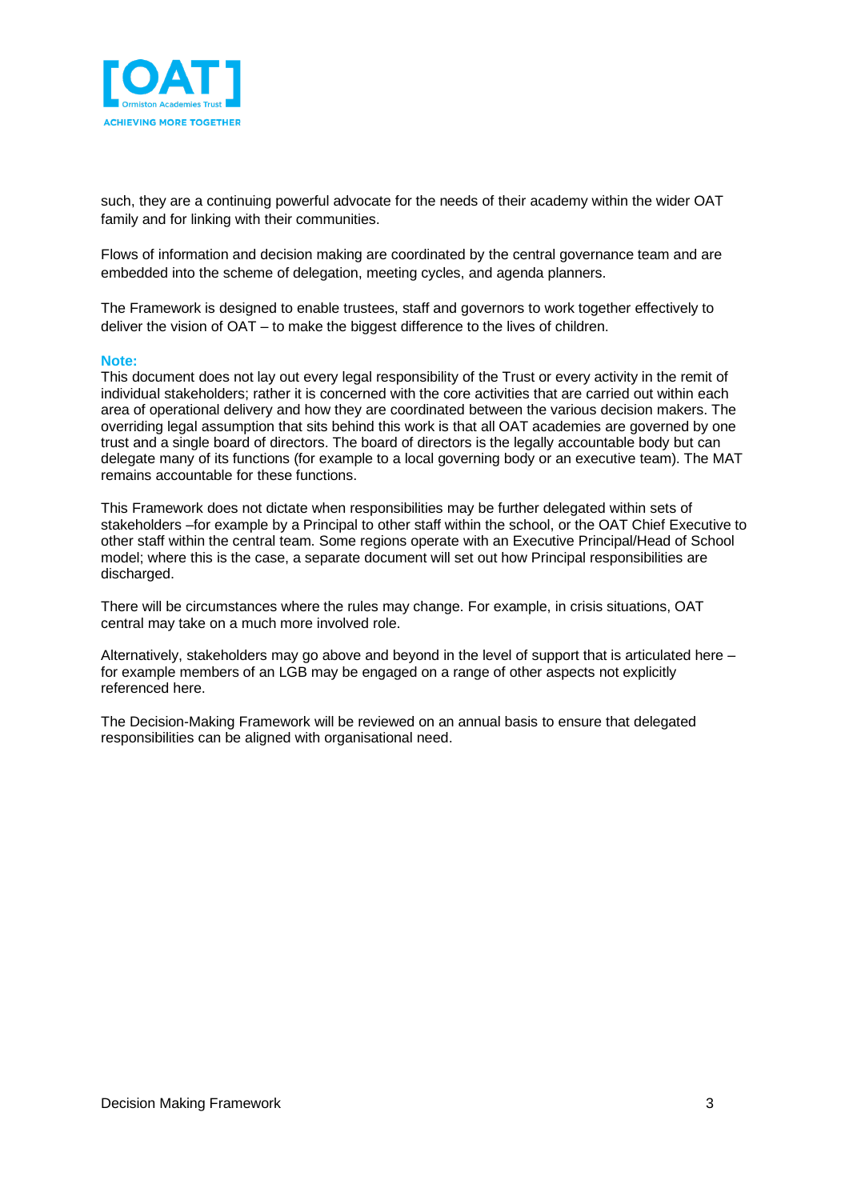such, they are a continuing powerful advocate for the needs of their academy within the wider OAT family and for linking with their communities.

Flows of information and decision making are coordinated by the central governance team and are embedded into the scheme of delegation, meeting cycles, and agenda planners.

The Framework is designed to enable trustees, staff and governors to work together effectively to deliver the vision of OAT – to make the biggest difference to the lives of children.

**Note:**
This document does not lay out every legal responsibility of the Trust or every activity in the remit of individual stakeholders; rather it is concerned with the core activities that are carried out within each area of operational delivery and how they are coordinated between the various decision makers. The overriding legal assumption that sits behind this work is that all OAT academies are governed by one trust and a single board of directors. The board of directors is the legally accountable body but can delegate many of its functions (for example to a local governing body or an executive team). The MAT remains accountable for these functions.

This Framework does not dictate when responsibilities may be further delegated within sets of stakeholders –for example by a Principal to other staff within the school, or the OAT Chief Executive to other staff within the central team. Some regions operate with an Executive Principal/Head of School model; where this is the case, a separate document will set out how Principal responsibilities are discharged.

There will be circumstances where the rules may change. For example, in crisis situations, OAT central may take on a much more involved role.

Alternatively, stakeholders may go above and beyond in the level of support that is articulated here – for example members of an LGB may be engaged on a range of other aspects not explicitly referenced here.

The Decision-Making Framework will be reviewed on an annual basis to ensure that delegated responsibilities can be aligned with organisational need.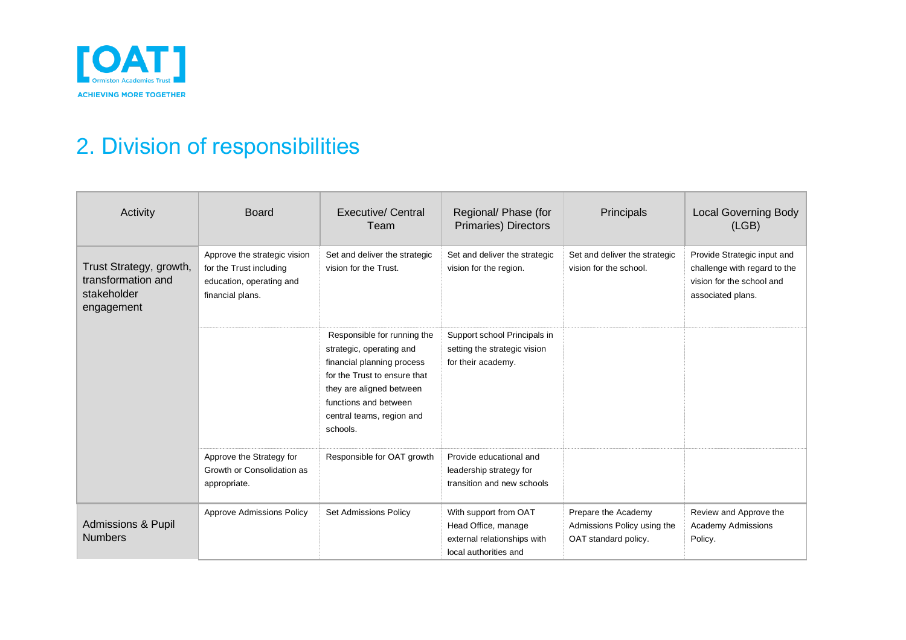## 2. Division of responsibilities

| Activity | Board | Executive/ Central Team | Regional/ Phase (for Primaries) Directors | Principals | Local Governing Body (LGB) |
|---|---|---|---|---|---|
| Trust Strategy, growth, transformation and stakeholder engagement | Approve the strategic vision for the Trust including education, operating and financial plans. | Set and deliver the strategic vision for the Trust. | Set and deliver the strategic vision for the region. | Set and deliver the strategic vision for the school. | Provide Strategic input and challenge with regard to the vision for the school and associated plans. |
| | | Responsible for running the strategic, operating and financial planning process for the Trust to ensure that they are aligned between functions and between central teams, region and schools. | Support school Principals in setting the strategic vision for their academy. | | |
| | Approve the Strategy for Growth or Consolidation as appropriate. | Responsible for OAT growth | Provide educational and leadership strategy for transition and new schools | | |
| Admissions & Pupil Numbers | Approve Admissions Policy | Set Admissions Policy | With support from OAT Head Office, manage external relationships with local authorities and | Prepare the Academy Admissions Policy using the OAT standard policy. | Review and Approve the Academy Admissions Policy. |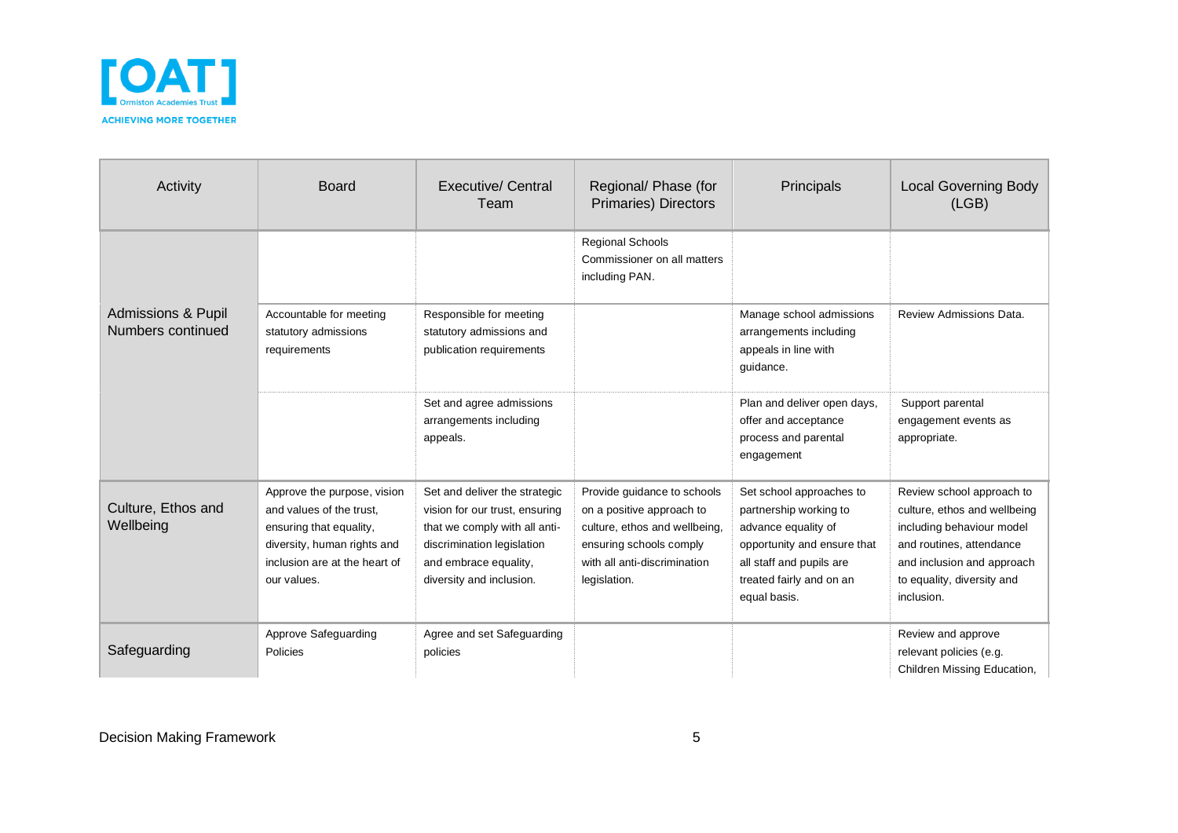| Activity | Board | Executive/ Central Team | Regional/ Phase (for Primaries) Directors | Principals | Local Governing Body (LGB) |
|---|---|---|---|---|---|
| Admissions & Pupil Numbers continued | | | Regional Schools Commissioner on all matters including PAN. | | |
| | Accountable for meeting statutory admissions requirements | Responsible for meeting statutory admissions and publication requirements | | Manage school admissions arrangements including appeals in line with guidance. | Review Admissions Data. |
| | | Set and agree admissions arrangements including appeals. | | Plan and deliver open days, offer and acceptance process and parental engagement | Support parental engagement events as appropriate. |
| Culture, Ethos and Wellbeing | Approve the purpose, vision and values of the trust, ensuring that equality, diversity, human rights and inclusion are at the heart of our values. | Set and deliver the strategic vision for our trust, ensuring that we comply with all anti-discrimination legislation and embrace equality, diversity and inclusion. | Provide guidance to schools on a positive approach to culture, ethos and wellbeing, ensuring schools comply with all anti-discrimination legislation. | Set school approaches to partnership working to advance equality of opportunity and ensure that all staff and pupils are treated fairly and on an equal basis. | Review school approach to culture, ethos and wellbeing including behaviour model and routines, attendance and inclusion and approach to equality, diversity and inclusion. |
| Safeguarding | Approve Safeguarding Policies | Agree and set Safeguarding policies | | | Review and approve relevant policies (e.g. Children Missing Education, |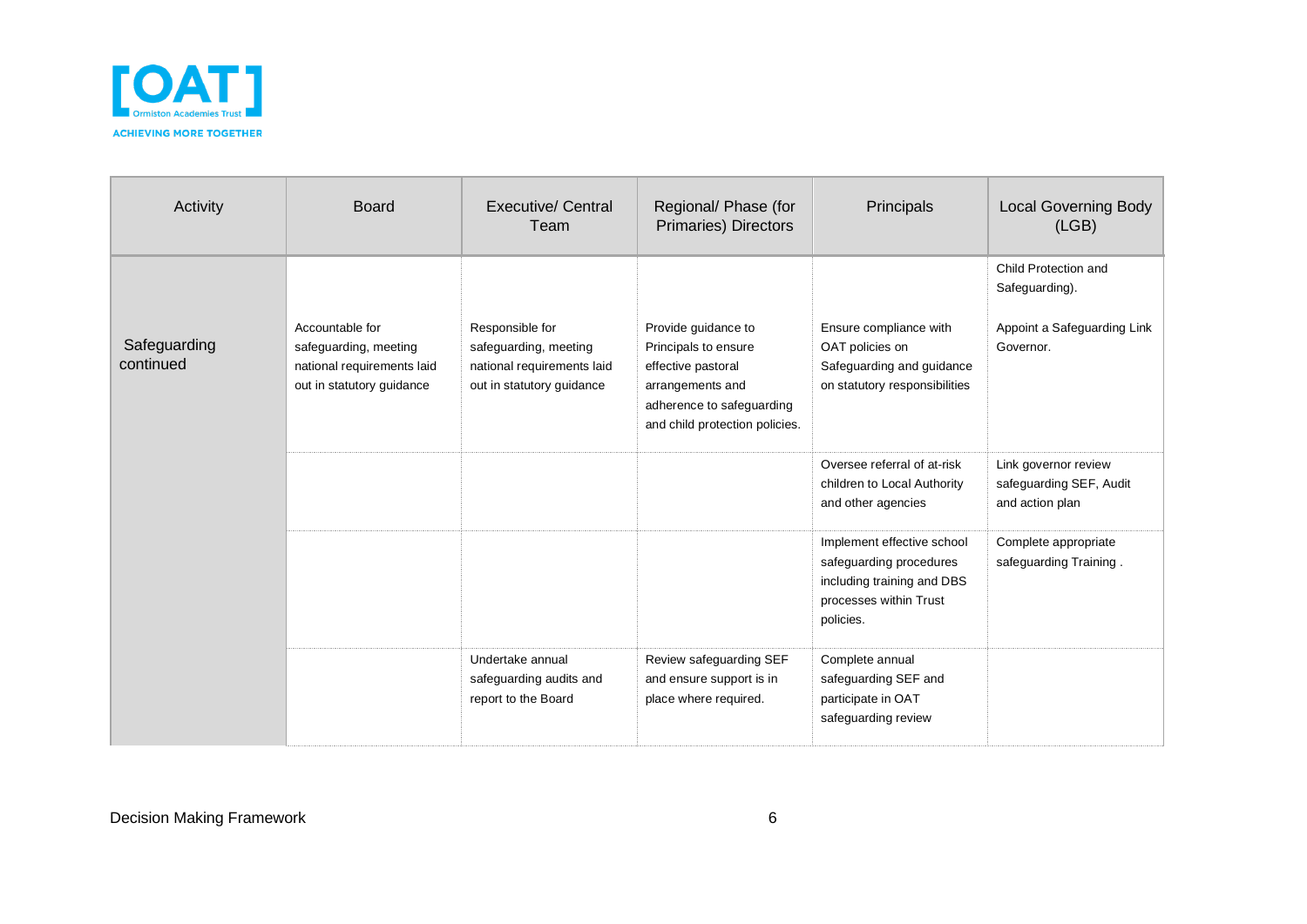| Activity | Board | Executive/ Central Team | Regional/ Phase (for Primaries) Directors | Principals | Local Governing Body (LGB) |
|---|---|---|---|---|---|
| Safeguarding continued | Accountable for safeguarding, meeting national requirements laid out in statutory guidance | Responsible for safeguarding, meeting national requirements laid out in statutory guidance | Provide guidance to Principals to ensure effective pastoral arrangements and adherence to safeguarding and child protection policies. | Ensure compliance with OAT policies on Safeguarding and guidance on statutory responsibilities | Child Protection and Safeguarding).<br><br>Appoint a Safeguarding Link Governor. |
| | | | | Oversee referral of at-risk children to Local Authority and other agencies | Link governor review safeguarding SEF, Audit and action plan |
| | | | | Implement effective school safeguarding procedures including training and DBS processes within Trust policies. | Complete appropriate safeguarding Training . |
| | | Undertake annual safeguarding audits and report to the Board | Review safeguarding SEF and ensure support is in place where required. | Complete annual safeguarding SEF and participate in OAT safeguarding review | |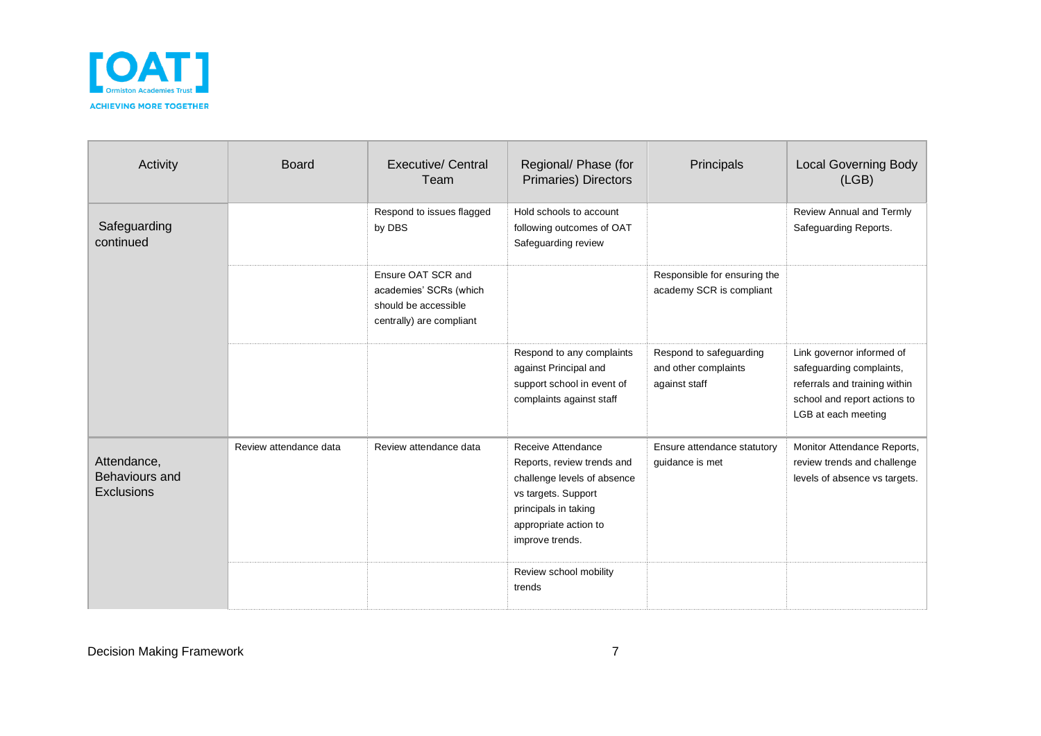| Activity | Board | Executive/ Central Team | Regional/ Phase (for Primaries) Directors | Principals | Local Governing Body (LGB) |
|---|---|---|---|---|---|
| Safeguarding continued | | Respond to issues flagged by DBS | Hold schools to account following outcomes of OAT Safeguarding review | | Review Annual and Termly Safeguarding Reports. |
| | | Ensure OAT SCR and academies' SCRs (which should be accessible centrally) are compliant | | Responsible for ensuring the academy SCR is compliant | |
| | | | Respond to any complaints against Principal and support school in event of complaints against staff | Respond to safeguarding and other complaints against staff | Link governor informed of safeguarding complaints, referrals and training within school and report actions to LGB at each meeting |
| Attendance, Behaviours and Exclusions | Review attendance data | Review attendance data | Receive Attendance Reports, review trends and challenge levels of absence vs targets. Support principals in taking appropriate action to improve trends. | Ensure attendance statutory guidance is met | Monitor Attendance Reports, review trends and challenge levels of absence vs targets. |
| | | | Review school mobility trends | | |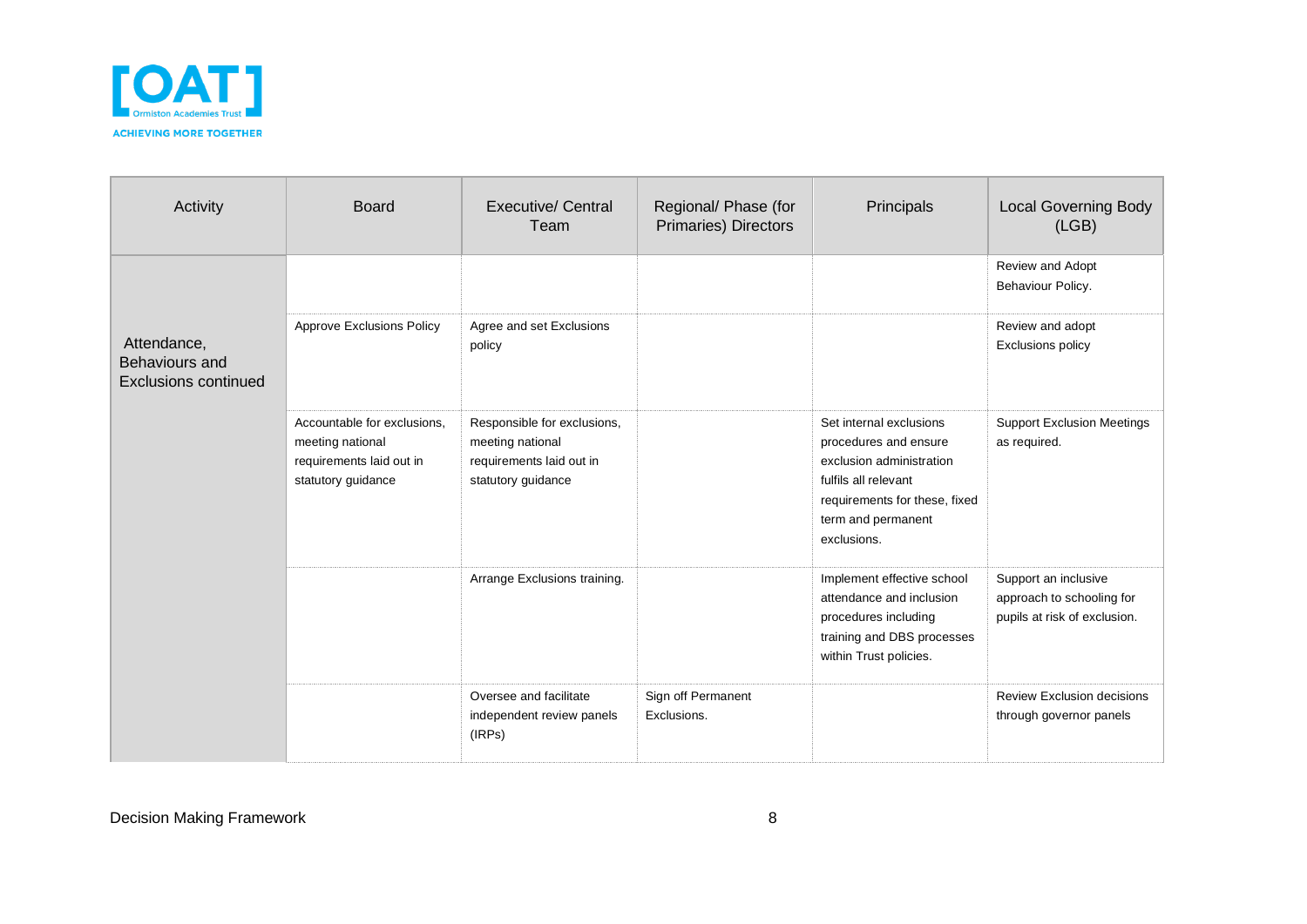| Activity | Board | Executive/ Central Team | Regional/ Phase (for Primaries) Directors | Principals | Local Governing Body (LGB) |
|---|---|---|---|---|---|
| Attendance, Behaviours and Exclusions continued | | | | | Review and Adopt Behaviour Policy. |
| | Approve Exclusions Policy | Agree and set Exclusions policy | | | Review and adopt Exclusions policy |
| | Accountable for exclusions, meeting national requirements laid out in statutory guidance | Responsible for exclusions, meeting national requirements laid out in statutory guidance | | Set internal exclusions procedures and ensure exclusion administration fulfils all relevant requirements for these, fixed term and permanent exclusions. | Support Exclusion Meetings as required. |
| | | Arrange Exclusions training. | | Implement effective school attendance and inclusion procedures including training and DBS processes within Trust policies. | Support an inclusive approach to schooling for pupils at risk of exclusion. |
| | | Oversee and facilitate independent review panels (IRPs) | Sign off Permanent Exclusions. | | Review Exclusion decisions through governor panels |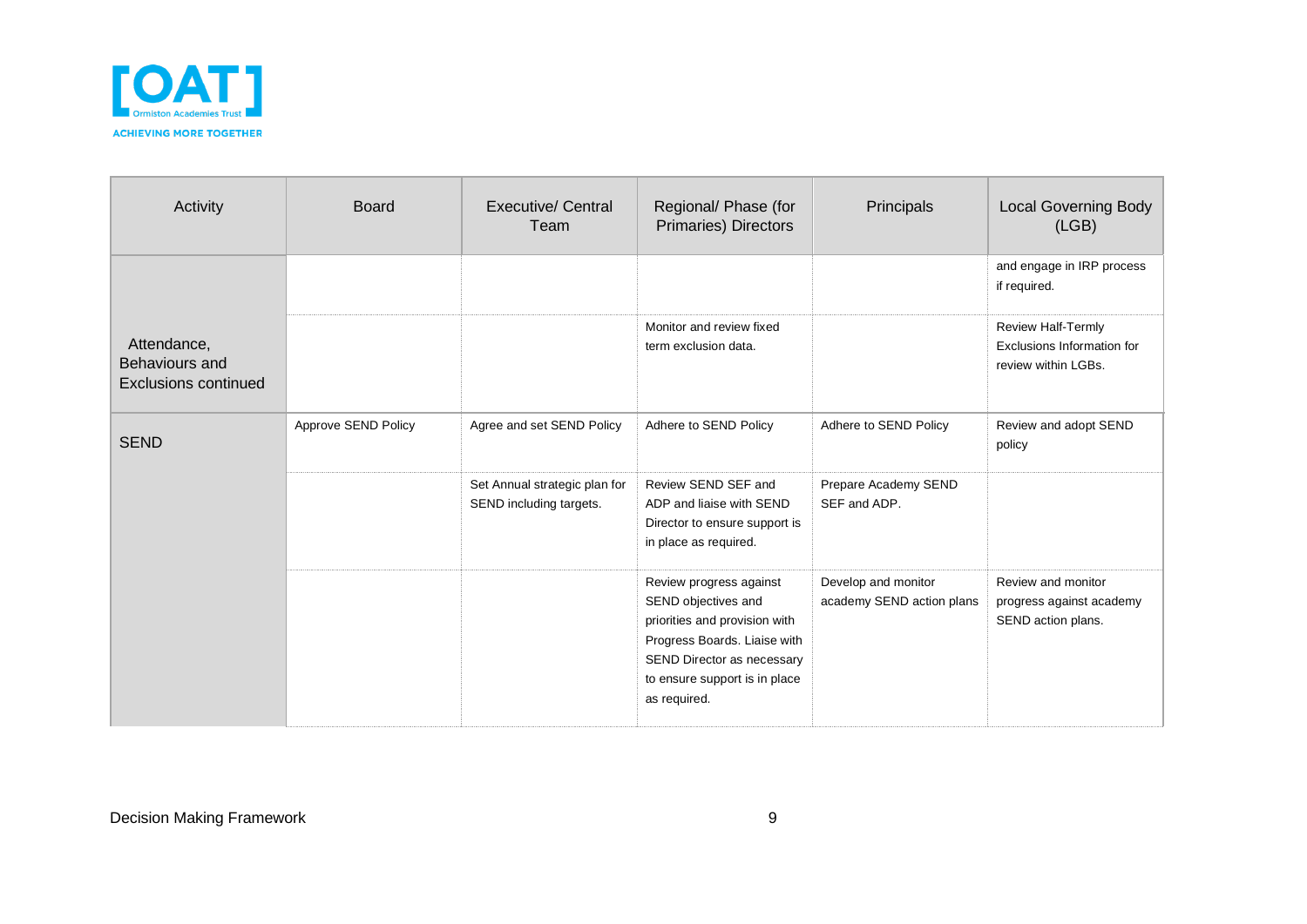| Activity | Board | Executive/ Central Team | Regional/ Phase (for Primaries) Directors | Principals | Local Governing Body (LGB) |
|---|---|---|---|---|---|
| Attendance, Behaviours and Exclusions continued | | | | | and engage in IRP process if required. |
| | | | Monitor and review fixed term exclusion data. | | Review Half-Termly Exclusions Information for review within LGBs. |
| SEND | Approve SEND Policy | Agree and set SEND Policy | Adhere to SEND Policy | Adhere to SEND Policy | Review and adopt SEND policy |
| | | Set Annual strategic plan for SEND including targets. | Review SEND SEF and ADP and liaise with SEND Director to ensure support is in place as required. | Prepare Academy SEND SEF and ADP. | |
| | | | Review progress against SEND objectives and priorities and provision with Progress Boards. Liaise with SEND Director as necessary to ensure support is in place as required. | Develop and monitor academy SEND action plans | Review and monitor progress against academy SEND action plans. |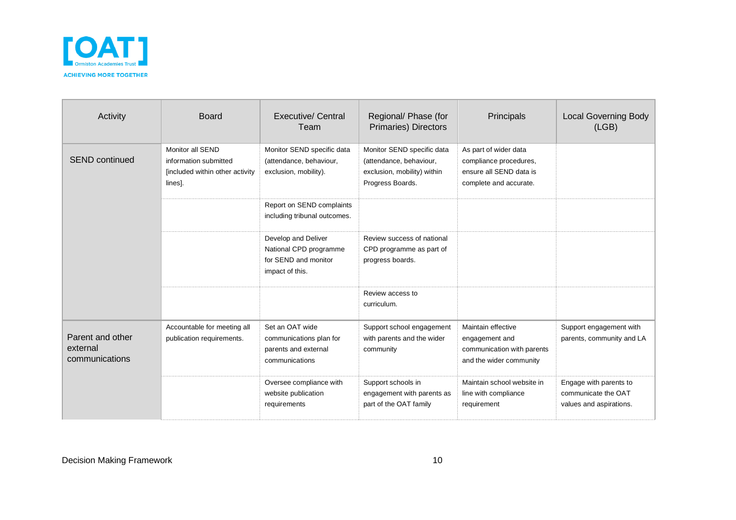| Activity | Board | Executive/ Central Team | Regional/ Phase (for Primaries) Directors | Principals | Local Governing Body (LGB) |
|---|---|---|---|---|---|
| SEND continued | Monitor all SEND information submitted [included within other activity lines]. | Monitor SEND specific data (attendance, behaviour, exclusion, mobility). | Monitor SEND specific data (attendance, behaviour, exclusion, mobility) within Progress Boards. | As part of wider data compliance procedures, ensure all SEND data is complete and accurate. | |
| | | Report on SEND complaints including tribunal outcomes. | | | |
| | | Develop and Deliver National CPD programme for SEND and monitor impact of this. | Review success of national CPD programme as part of progress boards. | | |
| | | | Review access to curriculum. | | |
| Parent and other external communications | Accountable for meeting all publication requirements. | Set an OAT wide communications plan for parents and external communications | Support school engagement with parents and the wider community | Maintain effective engagement and communication with parents and the wider community | Support engagement with parents, community and LA |
| | | Oversee compliance with website publication requirements | Support schools in engagement with parents as part of the OAT family | Maintain school website in line with compliance requirement | Engage with parents to communicate the OAT values and aspirations. |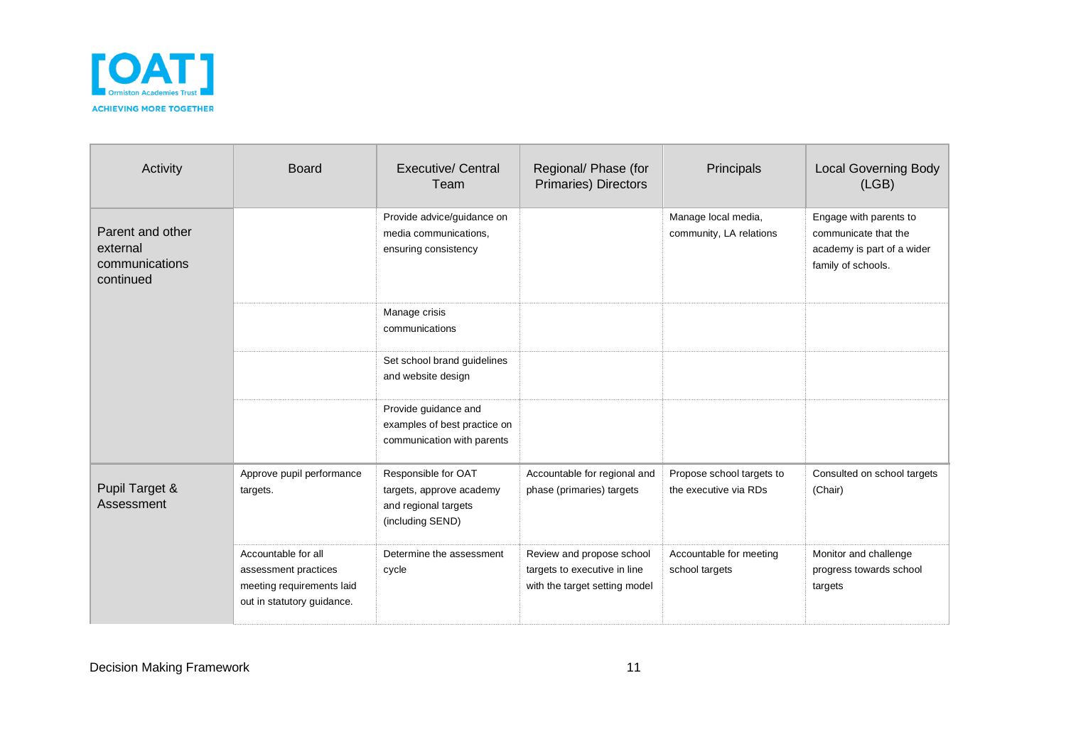| Activity | Board | Executive/ Central Team | Regional/ Phase (for Primaries) Directors | Principals | Local Governing Body (LGB) |
|---|---|---|---|---|---|
| Parent and other external communications continued | | Provide advice/guidance on media communications, ensuring consistency | | Manage local media, community, LA relations | Engage with parents to communicate that the academy is part of a wider family of schools. |
| | | Manage crisis communications | | | |
| | | Set school brand guidelines and website design | | | |
| | | Provide guidance and examples of best practice on communication with parents | | | |
| Pupil Target & Assessment | Approve pupil performance targets. | Responsible for OAT targets, approve academy and regional targets (including SEND) | Accountable for regional and phase (primaries) targets | Propose school targets to the executive via RDs | Consulted on school targets (Chair) |
| | Accountable for all assessment practices meeting requirements laid out in statutory guidance. | Determine the assessment cycle | Review and propose school targets to executive in line with the target setting model | Accountable for meeting school targets | Monitor and challenge progress towards school targets |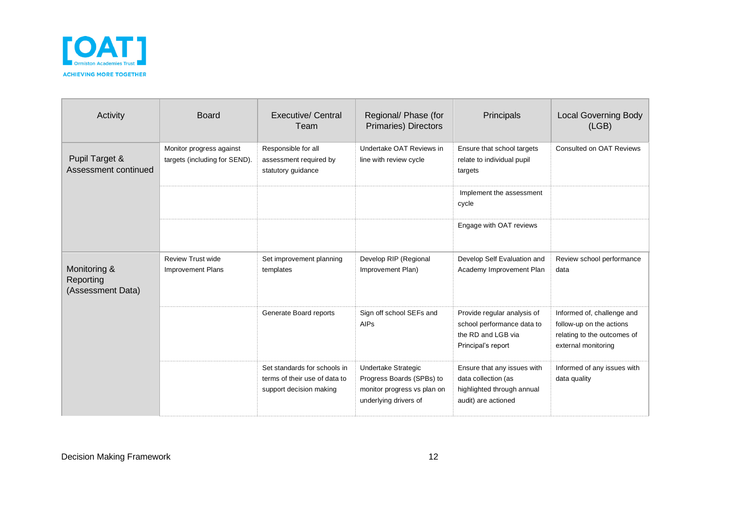| Activity | Board | Executive/ Central Team | Regional/ Phase (for Primaries) Directors | Principals | Local Governing Body (LGB) |
|---|---|---|---|---|---|
| Pupil Target & Assessment continued | Monitor progress against targets (including for SEND). | Responsible for all assessment required by statutory guidance | Undertake OAT Reviews in line with review cycle | Ensure that school targets relate to individual pupil targets | Consulted on OAT Reviews |
| | | | | Implement the assessment cycle | |
| | | | | Engage with OAT reviews | |
| Monitoring & Reporting (Assessment Data) | Review Trust wide Improvement Plans | Set improvement planning templates | Develop RIP (Regional Improvement Plan) | Develop Self Evaluation and Academy Improvement Plan | Review school performance data |
| | | Generate Board reports | Sign off school SEFs and AIPs | Provide regular analysis of school performance data to the RD and LGB via Principal's report | Informed of, challenge and follow-up on the actions relating to the outcomes of external monitoring |
| | | Set standards for schools in terms of their use of data to support decision making | Undertake Strategic Progress Boards (SPBs) to monitor progress vs plan on underlying drivers of | Ensure that any issues with data collection (as highlighted through annual audit) are actioned | Informed of any issues with data quality |

Decision Making Framework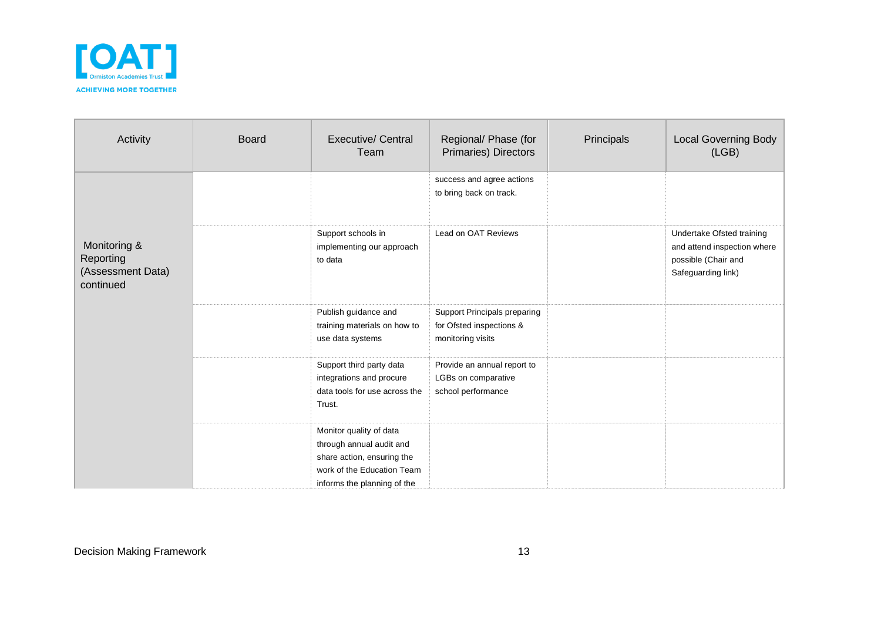| Activity | Board | Executive/ Central Team | Regional/ Phase (for Primaries) Directors | Principals | Local Governing Body (LGB) |
|---|---|---|---|---|---|
| Monitoring & Reporting (Assessment Data) continued | | | success and agree actions to bring back on track. | | |
| | | Support schools in implementing our approach to data | Lead on OAT Reviews | | Undertake Ofsted training and attend inspection where possible (Chair and Safeguarding link) |
| | | Publish guidance and training materials on how to use data systems | Support Principals preparing for Ofsted inspections & monitoring visits | | |
| | | Support third party data integrations and procure data tools for use across the Trust. | Provide an annual report to LGBs on comparative school performance | | |
| | | Monitor quality of data through annual audit and share action, ensuring the work of the Education Team informs the planning of the | | | |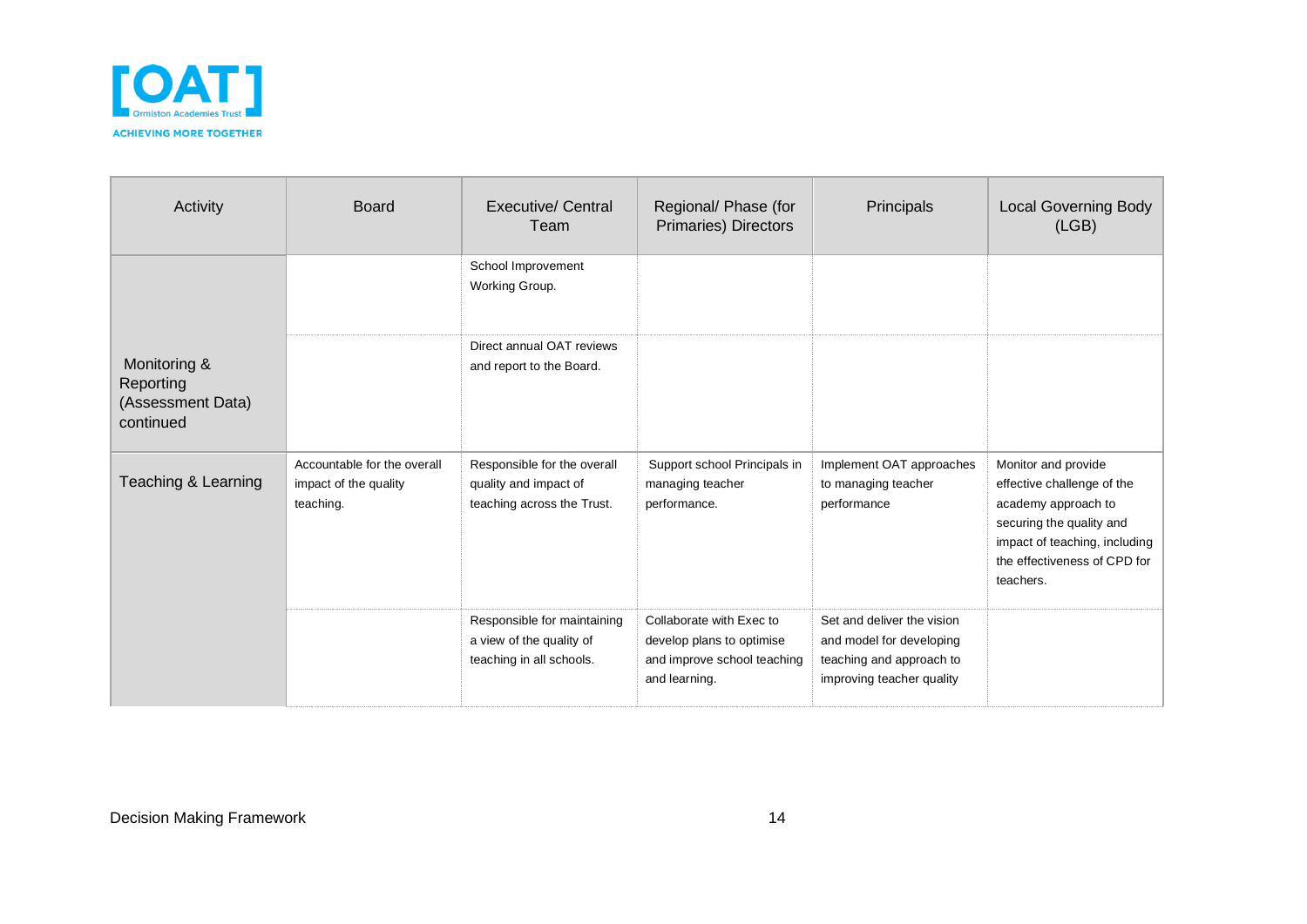| Activity | Board | Executive/ Central Team | Regional/ Phase (for Primaries) Directors | Principals | Local Governing Body (LGB) |
|---|---|---|---|---|---|
| Monitoring & Reporting (Assessment Data) continued | | School Improvement Working Group. | | | |
| | | Direct annual OAT reviews and report to the Board. | | | |
| Teaching & Learning | Accountable for the overall impact of the quality teaching. | Responsible for the overall quality and impact of teaching across the Trust. | Support school Principals in managing teacher performance. | Implement OAT approaches to managing teacher performance | Monitor and provide effective challenge of the academy approach to securing the quality and impact of teaching, including the effectiveness of CPD for teachers. |
| | | Responsible for maintaining a view of the quality of teaching in all schools. | Collaborate with Exec to develop plans to optimise and improve school teaching and learning. | Set and deliver the vision and model for developing teaching and approach to improving teacher quality | |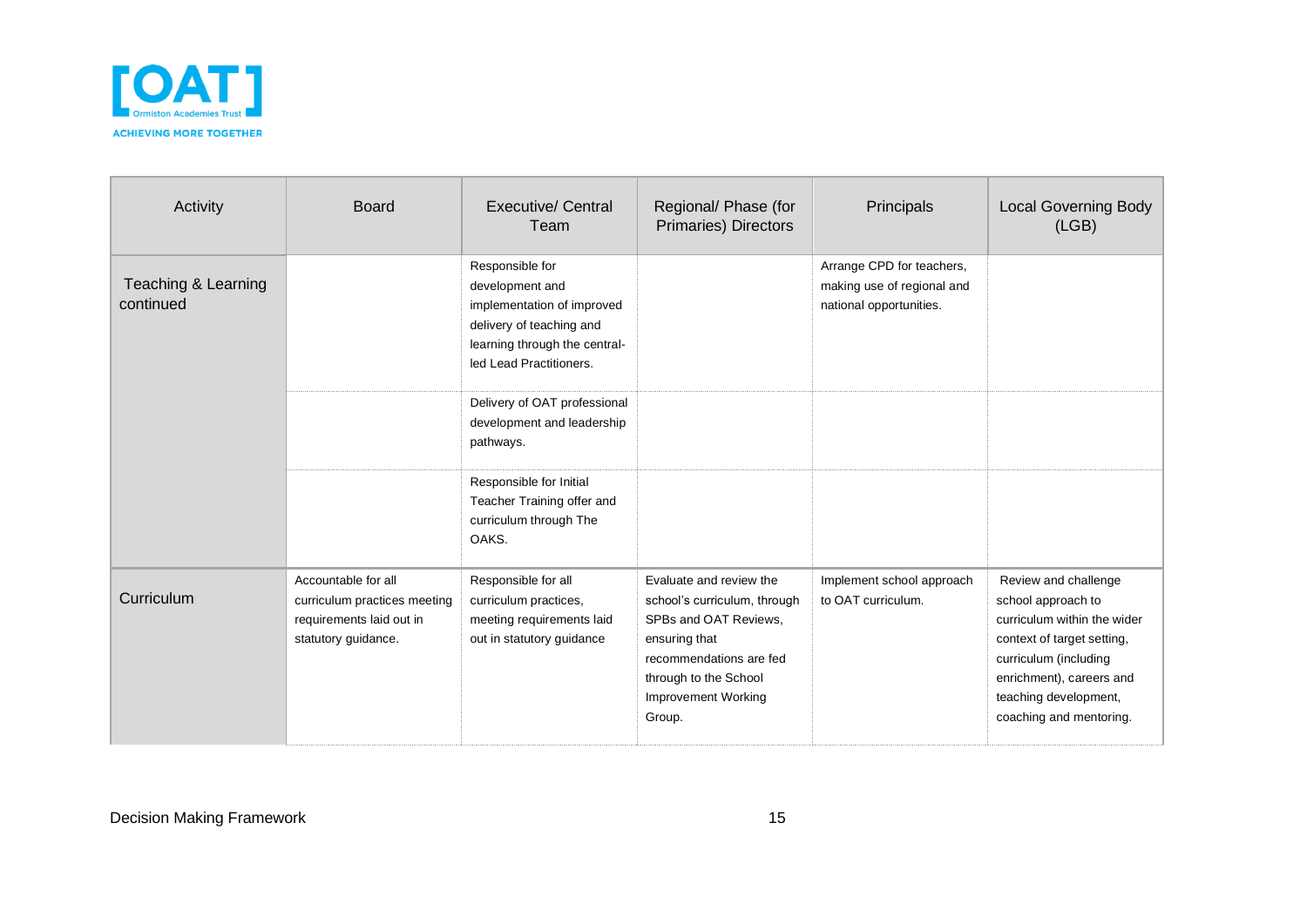| Activity | Board | Executive/ Central Team | Regional/ Phase (for Primaries) Directors | Principals | Local Governing Body (LGB) |
|---|---|---|---|---|---|
| Teaching & Learning continued | | Responsible for development and implementation of improved delivery of teaching and learning through the central-led Lead Practitioners. | | Arrange CPD for teachers, making use of regional and national opportunities. | |
| | | Delivery of OAT professional development and leadership pathways. | | | |
| | | Responsible for Initial Teacher Training offer and curriculum through The OAKS. | | | |
| Curriculum | Accountable for all curriculum practices meeting requirements laid out in statutory guidance. | Responsible for all curriculum practices, meeting requirements laid out in statutory guidance | Evaluate and review the school's curriculum, through SPBs and OAT Reviews, ensuring that recommendations are fed through to the School Improvement Working Group. | Implement school approach to OAT curriculum. | Review and challenge school approach to curriculum within the wider context of target setting, curriculum (including enrichment), careers and teaching development, coaching and mentoring. |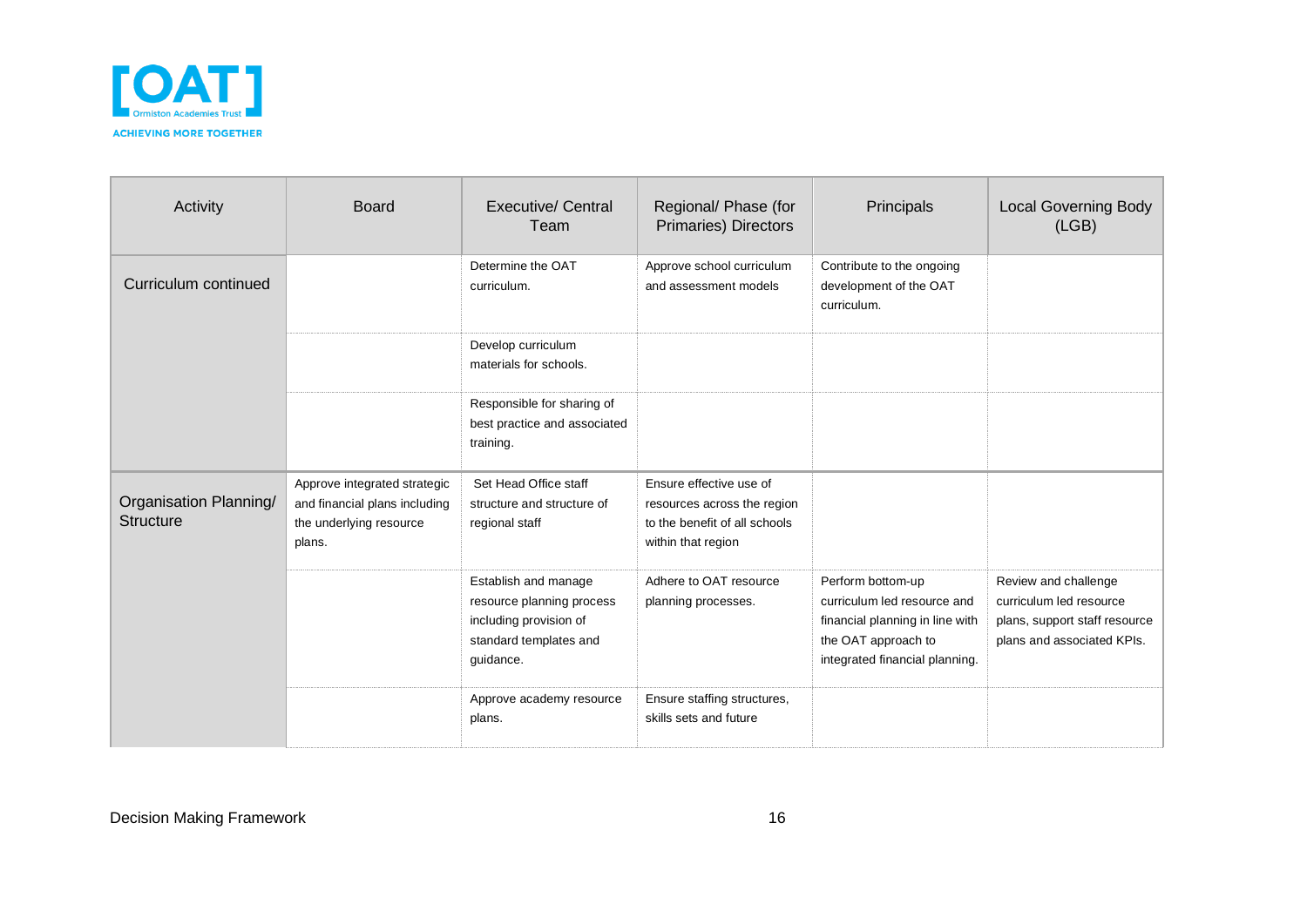| Activity | Board | Executive/ Central Team | Regional/ Phase (for Primaries) Directors | Principals | Local Governing Body (LGB) |
|---|---|---|---|---|---|
| Curriculum continued | | Determine the OAT curriculum. | Approve school curriculum and assessment models | Contribute to the ongoing development of the OAT curriculum. | |
| | | Develop curriculum materials for schools. | | | |
| | | Responsible for sharing of best practice and associated training. | | | |
| Organisation Planning/ Structure | Approve integrated strategic and financial plans including the underlying resource plans. | Set Head Office staff structure and structure of regional staff | Ensure effective use of resources across the region to the benefit of all schools within that region | | |
| | | Establish and manage resource planning process including provision of standard templates and guidance. | Adhere to OAT resource planning processes. | Perform bottom-up curriculum led resource and financial planning in line with the OAT approach to integrated financial planning. | Review and challenge curriculum led resource plans, support staff resource plans and associated KPIs. |
| | | Approve academy resource plans. | Ensure staffing structures, skills sets and future | | |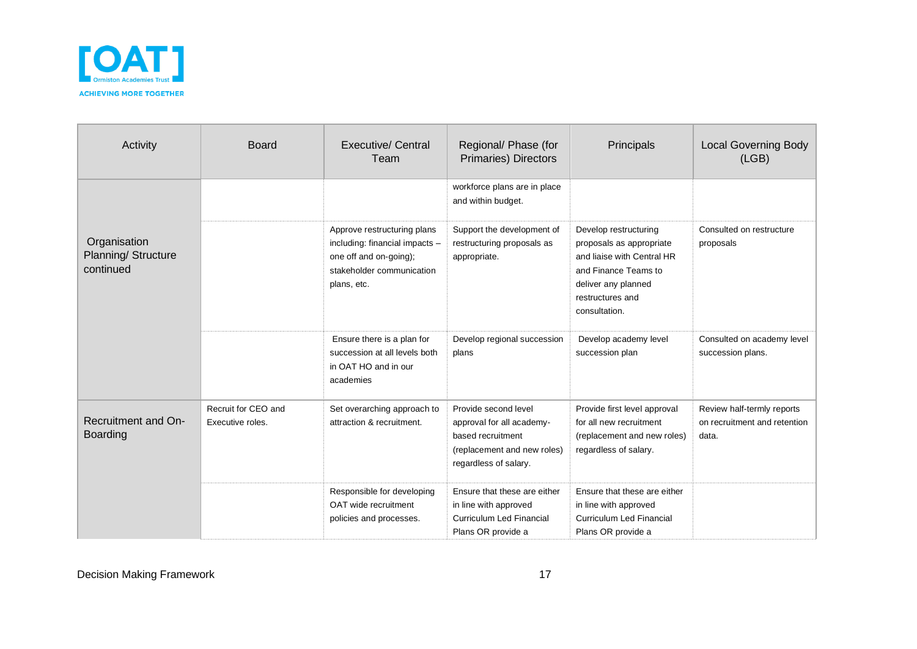| Activity | Board | Executive/ Central Team | Regional/ Phase (for Primaries) Directors | Principals | Local Governing Body (LGB) |
|---|---|---|---|---|---|
| Organisation Planning/ Structure continued | | | workforce plans are in place and within budget. | | |
| | | Approve restructuring plans including: financial impacts – one off and on-going); stakeholder communication plans, etc. | Support the development of restructuring proposals as appropriate. | Develop restructuring proposals as appropriate and liaise with Central HR and Finance Teams to deliver any planned restructures and consultation. | Consulted on restructure proposals |
| | | Ensure there is a plan for succession at all levels both in OAT HO and in our academies | Develop regional succession plans | Develop academy level succession plan | Consulted on academy level succession plans. |
| Recruitment and On-Boarding | Recruit for CEO and Executive roles. | Set overarching approach to attraction & recruitment. | Provide second level approval for all academy-based recruitment (replacement and new roles) regardless of salary. | Provide first level approval for all new recruitment (replacement and new roles) regardless of salary. | Review half-termly reports on recruitment and retention data. |
| | | Responsible for developing OAT wide recruitment policies and processes. | Ensure that these are either in line with approved Curriculum Led Financial Plans OR provide a | Ensure that these are either in line with approved Curriculum Led Financial Plans OR provide a | |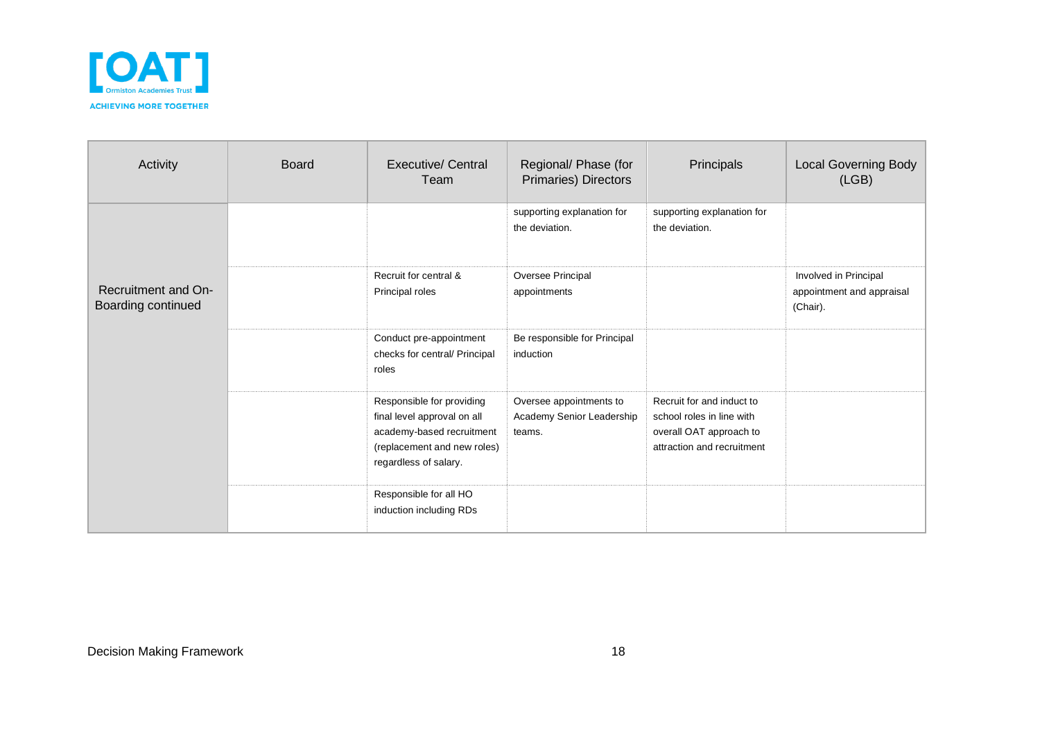| Activity | Board | Executive/ Central Team | Regional/ Phase (for Primaries) Directors | Principals | Local Governing Body (LGB) |
|---|---|---|---|---|---|
| Recruitment and On-Boarding continued | | | supporting explanation for the deviation. | supporting explanation for the deviation. | |
| | | Recruit for central & Principal roles | Oversee Principal appointments | | Involved in Principal appointment and appraisal (Chair). |
| | | Conduct pre-appointment checks for central/ Principal roles | Be responsible for Principal induction | | |
| | | Responsible for providing final level approval on all academy-based recruitment (replacement and new roles) regardless of salary. | Oversee appointments to Academy Senior Leadership teams. | Recruit for and induct to school roles in line with overall OAT approach to attraction and recruitment | |
| | | Responsible for all HO induction including RDs | | | |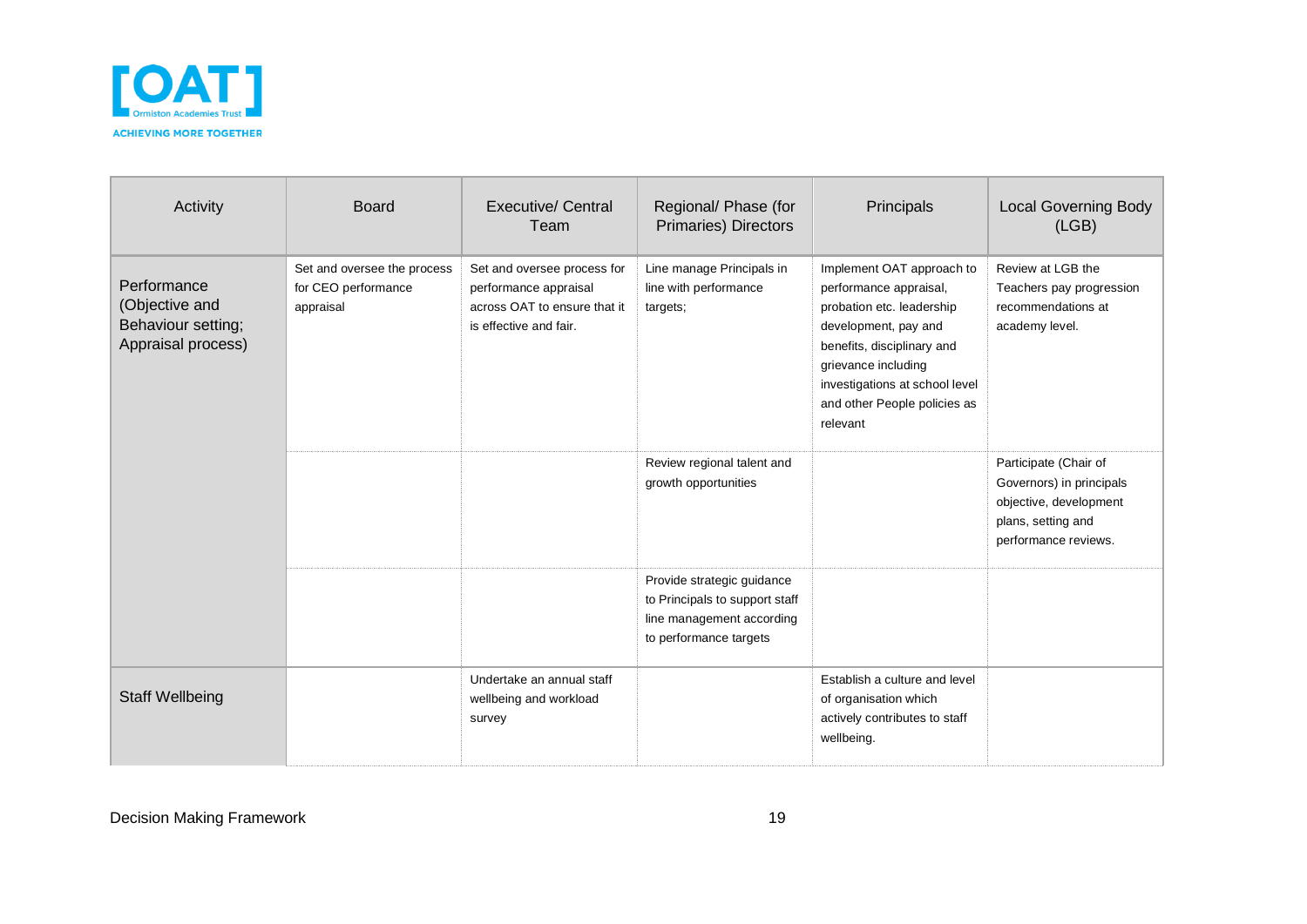| Activity | Board | Executive/ Central Team | Regional/ Phase (for Primaries) Directors | Principals | Local Governing Body (LGB) |
|---|---|---|---|---|---|
| Performance (Objective and Behaviour setting; Appraisal process) | Set and oversee the process for CEO performance appraisal | Set and oversee process for performance appraisal across OAT to ensure that it is effective and fair. | Line manage Principals in line with performance targets; | Implement OAT approach to performance appraisal, probation etc. leadership development, pay and benefits, disciplinary and grievance including investigations at school level and other People policies as relevant | Review at LGB the Teachers pay progression recommendations at academy level. |
| | | | Review regional talent and growth opportunities | | Participate (Chair of Governors) in principals objective, development plans, setting and performance reviews. |
| | | | Provide strategic guidance to Principals to support staff line management according to performance targets | | |
| Staff Wellbeing | | Undertake an annual staff wellbeing and workload survey | | Establish a culture and level of organisation which actively contributes to staff wellbeing. | |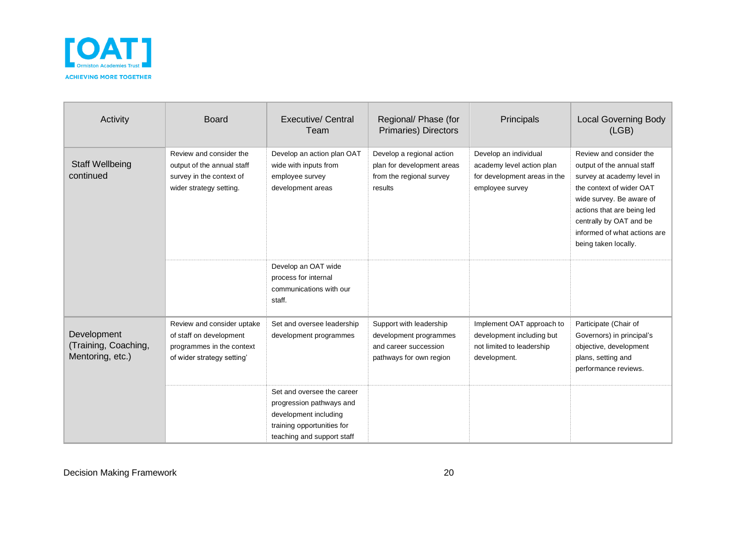| Activity | Board | Executive/ Central Team | Regional/ Phase (for Primaries) Directors | Principals | Local Governing Body (LGB) |
|---|---|---|---|---|---|
| Staff Wellbeing continued | Review and consider the output of the annual staff survey in the context of wider strategy setting. | Develop an action plan OAT wide with inputs from employee survey development areas | Develop a regional action plan for development areas from the regional survey results | Develop an individual academy level action plan for development areas in the employee survey | Review and consider the output of the annual staff survey at academy level in the context of wider OAT wide survey. Be aware of actions that are being led centrally by OAT and be informed of what actions are being taken locally. |
| | | Develop an OAT wide process for internal communications with our staff. | | | |
| Development (Training, Coaching, Mentoring, etc.) | Review and consider uptake of staff on development programmes in the context of wider strategy setting' | Set and oversee leadership development programmes | Support with leadership development programmes and career succession pathways for own region | Implement OAT approach to development including but not limited to leadership development. | Participate (Chair of Governors) in principal's objective, development plans, setting and performance reviews. |
| | | Set and oversee the career progression pathways and development including training opportunities for teaching and support staff | | | |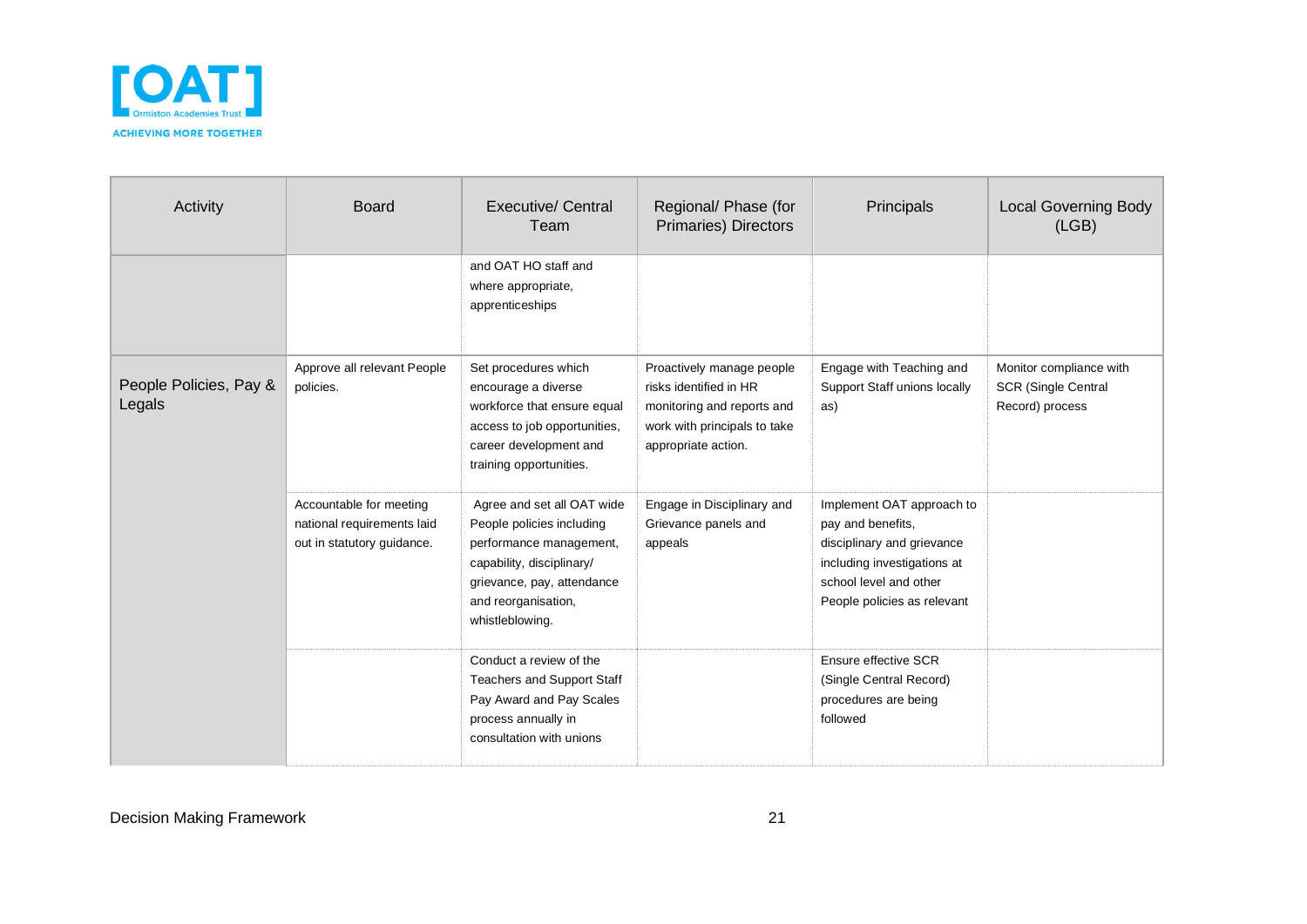| Activity | Board | Executive/ Central Team | Regional/ Phase (for Primaries) Directors | Principals | Local Governing Body (LGB) |
|---|---|---|---|---|---|
| | | and OAT HO staff and where appropriate, apprenticeships | | | |
| People Policies, Pay & Legals | Approve all relevant People policies. | Set procedures which encourage a diverse workforce that ensure equal access to job opportunities, career development and training opportunities. | Proactively manage people risks identified in HR monitoring and reports and work with principals to take appropriate action. | Engage with Teaching and Support Staff unions locally as) | Monitor compliance with SCR (Single Central Record) process |
| | Accountable for meeting national requirements laid out in statutory guidance. | Agree and set all OAT wide People policies including performance management, capability, disciplinary/ grievance, pay, attendance and reorganisation, whistleblowing. | Engage in Disciplinary and Grievance panels and appeals | Implement OAT approach to pay and benefits, disciplinary and grievance including investigations at school level and other People policies as relevant | |
| | | Conduct a review of the Teachers and Support Staff Pay Award and Pay Scales process annually in consultation with unions | | Ensure effective SCR (Single Central Record) procedures are being followed | |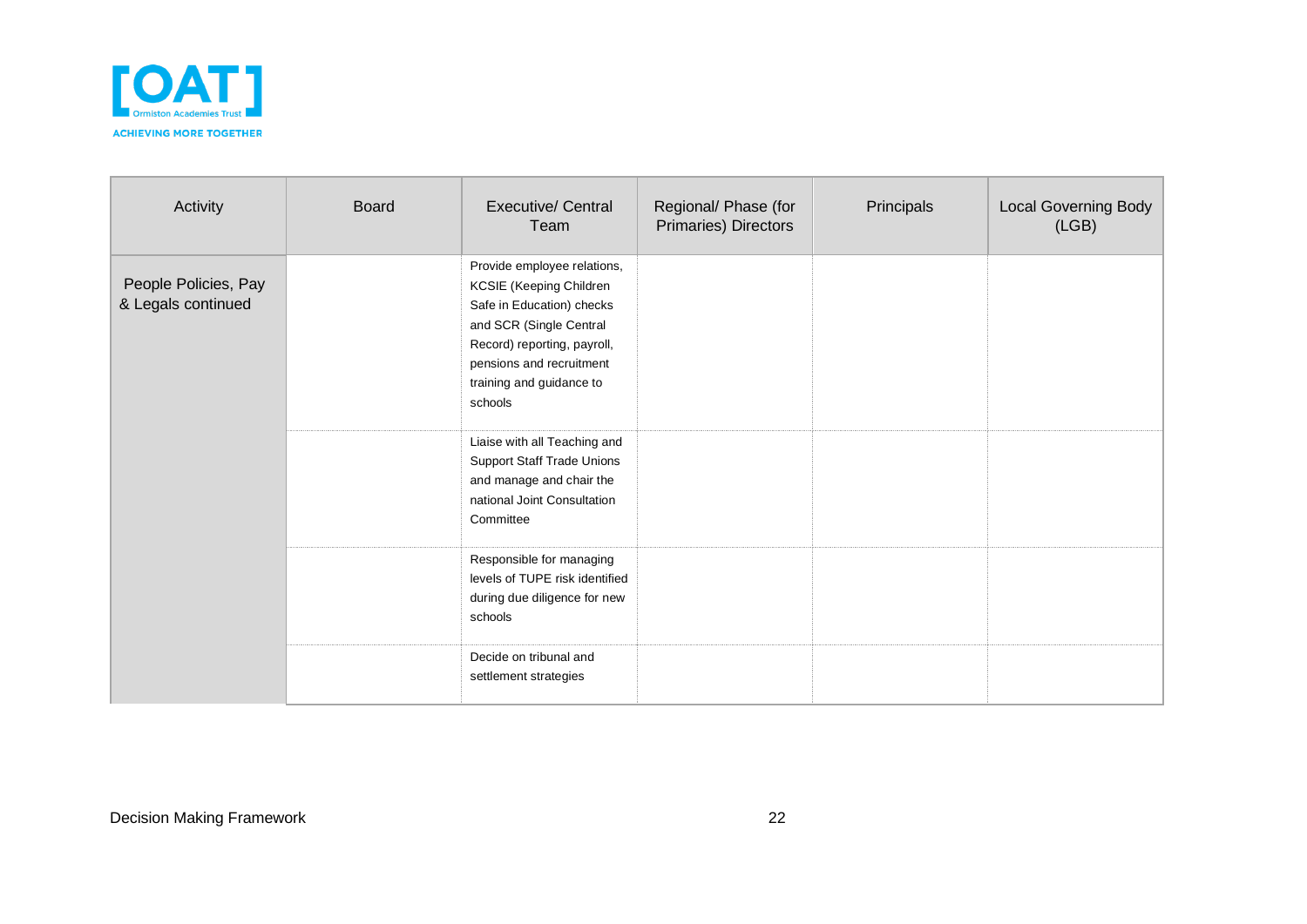| Activity | Board | Executive/ Central Team | Regional/ Phase (for Primaries) Directors | Principals | Local Governing Body (LGB) |
|---|---|---|---|---|---|
| People Policies, Pay & Legals continued | | Provide employee relations, KCSIE (Keeping Children Safe in Education) checks and SCR (Single Central Record) reporting, payroll, pensions and recruitment training and guidance to schools | | | |
| | | Liaise with all Teaching and Support Staff Trade Unions and manage and chair the national Joint Consultation Committee | | | |
| | | Responsible for managing levels of TUPE risk identified during due diligence for new schools | | | |
| | | Decide on tribunal and settlement strategies | | | |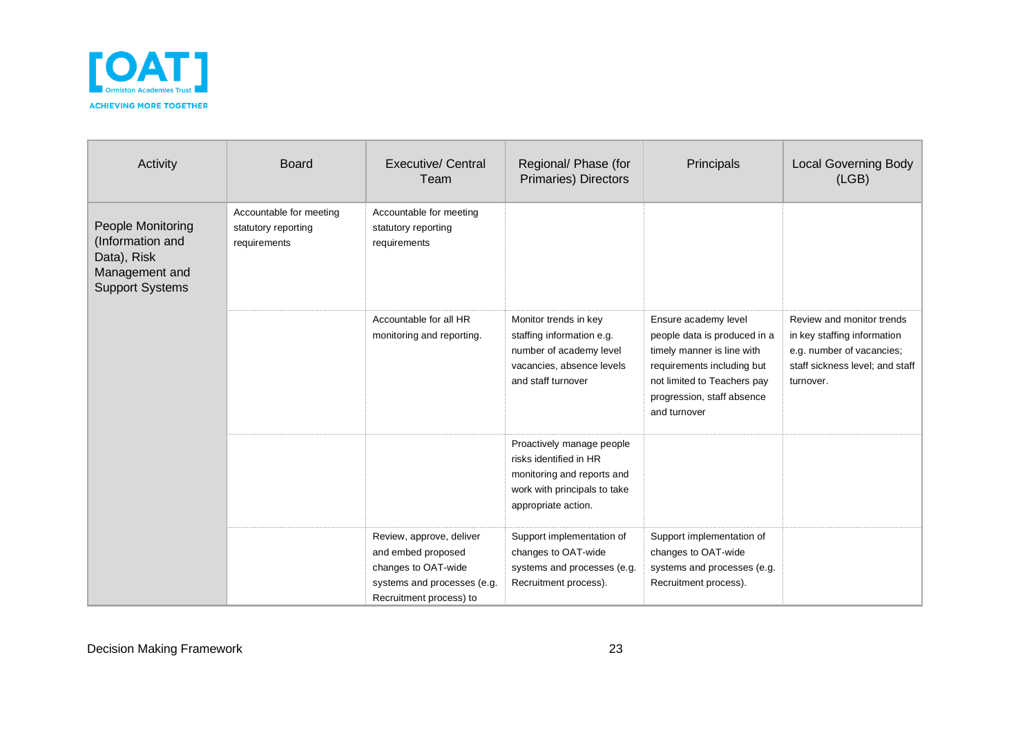| Activity | Board | Executive/ Central Team | Regional/ Phase (for Primaries) Directors | Principals | Local Governing Body (LGB) |
| --- | --- | --- | --- | --- | --- |
| People Monitoring (Information and Data), Risk Management and Support Systems | Accountable for meeting statutory reporting requirements | Accountable for meeting statutory reporting requirements | | | |
| | | Accountable for all HR monitoring and reporting. | Monitor trends in key staffing information e.g. number of academy level vacancies, absence levels and staff turnover | Ensure academy level people data is produced in a timely manner is line with requirements including but not limited to Teachers pay progression, staff absence and turnover | Review and monitor trends in key staffing information e.g. number of vacancies; staff sickness level; and staff turnover. |
| | | | Proactively manage people risks identified in HR monitoring and reports and work with principals to take appropriate action. | | |
| | | Review, approve, deliver and embed proposed changes to OAT-wide systems and processes (e.g. Recruitment process) to | Support implementation of changes to OAT-wide systems and processes (e.g. Recruitment process). | Support implementation of changes to OAT-wide systems and processes (e.g. Recruitment process). | |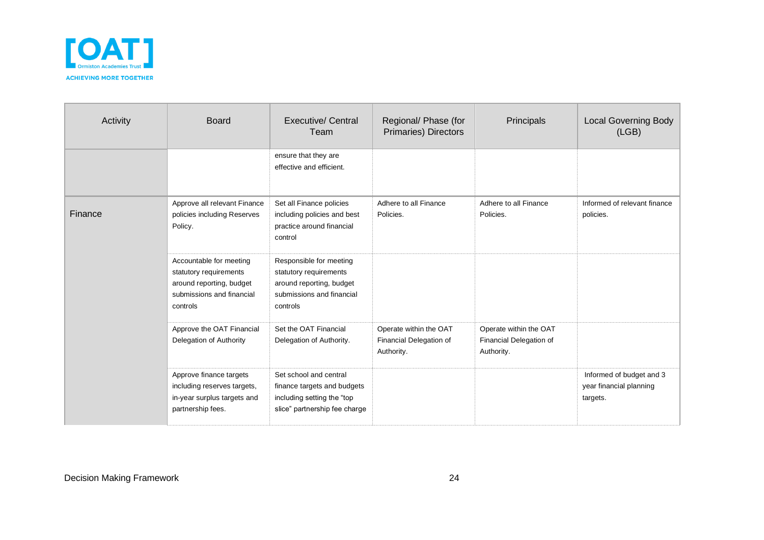| Activity | Board | Executive/ Central Team | Regional/ Phase (for Primaries) Directors | Principals | Local Governing Body (LGB) |
|---|---|---|---|---|---|
| | | ensure that they are effective and efficient. | | | |
| Finance | Approve all relevant Finance policies including Reserves Policy. | Set all Finance policies including policies and best practice around financial control | Adhere to all Finance Policies. | Adhere to all Finance Policies. | Informed of relevant finance policies. |
| | Accountable for meeting statutory requirements around reporting, budget submissions and financial controls | Responsible for meeting statutory requirements around reporting, budget submissions and financial controls | | | |
| | Approve the OAT Financial Delegation of Authority | Set the OAT Financial Delegation of Authority. | Operate within the OAT Financial Delegation of Authority. | Operate within the OAT Financial Delegation of Authority. | |
| | Approve finance targets including reserves targets, in-year surplus targets and partnership fees. | Set school and central finance targets and budgets including setting the "top slice" partnership fee charge | | | Informed of budget and 3 year financial planning targets. |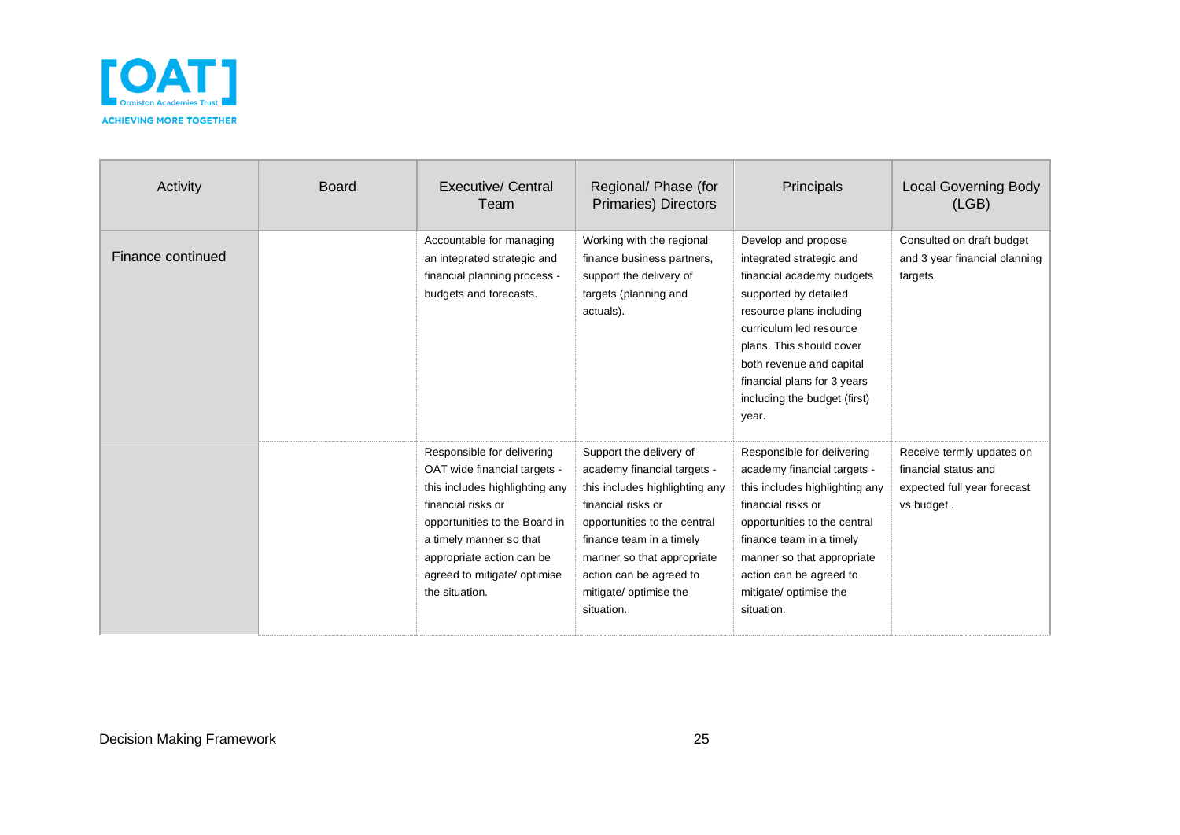| Activity | Board | Executive/ Central Team | Regional/ Phase (for Primaries) Directors | Principals | Local Governing Body (LGB) |
|---|---|---|---|---|---|
| Finance continued | | Accountable for managing an integrated strategic and financial planning process - budgets and forecasts. | Working with the regional finance business partners, support the delivery of targets (planning and actuals). | Develop and propose integrated strategic and financial academy budgets supported by detailed resource plans including curriculum led resource plans. This should cover both revenue and capital financial plans for 3 years including the budget (first) year. | Consulted on draft budget and 3 year financial planning targets. |
| | | Responsible for delivering OAT wide financial targets - this includes highlighting any financial risks or opportunities to the Board in a timely manner so that appropriate action can be agreed to mitigate/ optimise the situation. | Support the delivery of academy financial targets - this includes highlighting any financial risks or opportunities to the central finance team in a timely manner so that appropriate action can be agreed to mitigate/ optimise the situation. | Responsible for delivering academy financial targets - this includes highlighting any financial risks or opportunities to the central finance team in a timely manner so that appropriate action can be agreed to mitigate/ optimise the situation. | Receive termly updates on financial status and expected full year forecast vs budget . |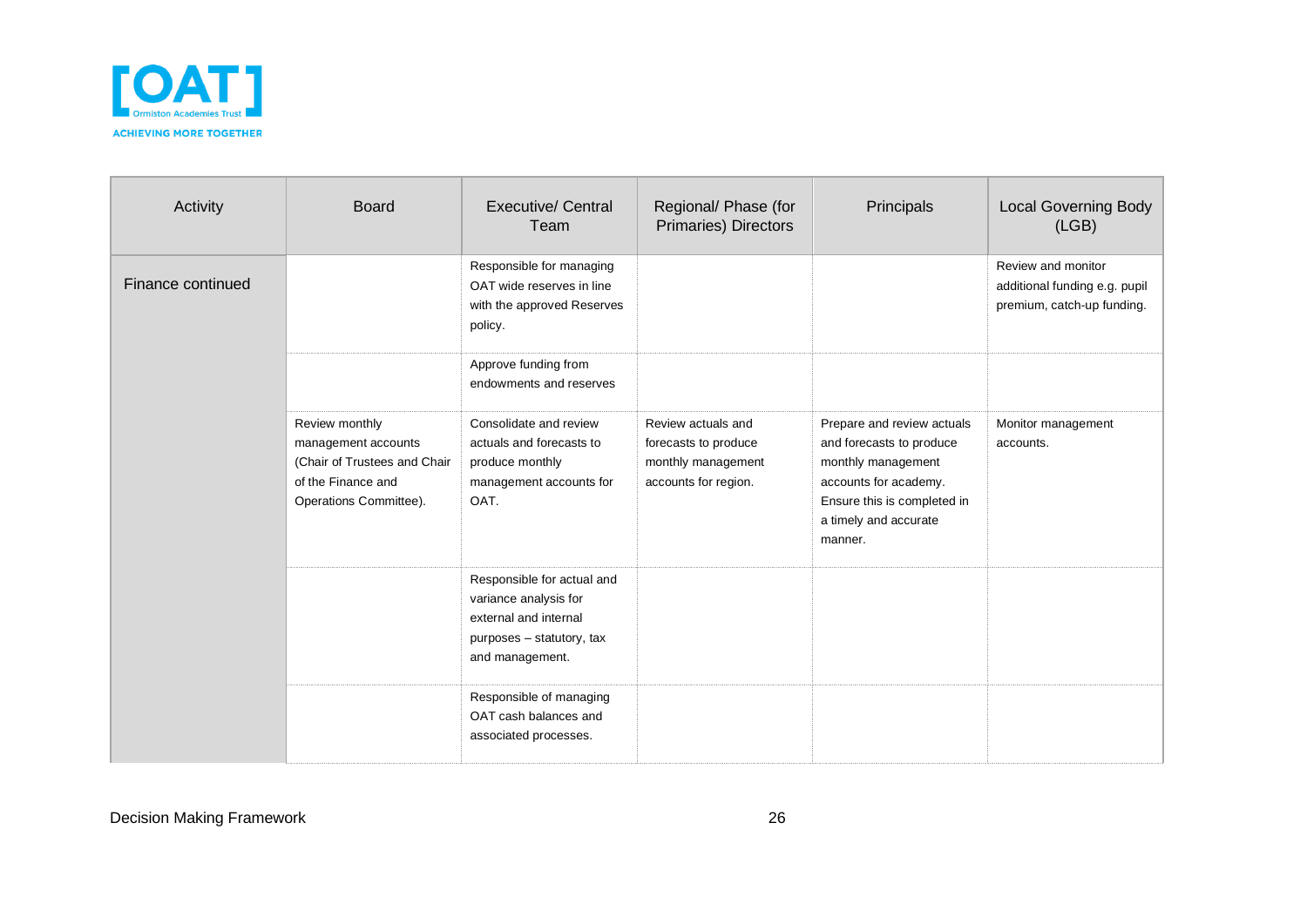| Activity | Board | Executive/ Central Team | Regional/ Phase (for Primaries) Directors | Principals | Local Governing Body (LGB) |
|---|---|---|---|---|---|
| Finance continued | | Responsible for managing OAT wide reserves in line with the approved Reserves policy. | | | Review and monitor additional funding e.g. pupil premium, catch-up funding. |
| | | Approve funding from endowments and reserves | | | |
| | Review monthly management accounts (Chair of Trustees and Chair of the Finance and Operations Committee). | Consolidate and review actuals and forecasts to produce monthly management accounts for OAT. | Review actuals and forecasts to produce monthly management accounts for region. | Prepare and review actuals and forecasts to produce monthly management accounts for academy. Ensure this is completed in a timely and accurate manner. | Monitor management accounts. |
| | | Responsible for actual and variance analysis for external and internal purposes – statutory, tax and management. | | | |
| | | Responsible of managing OAT cash balances and associated processes. | | | |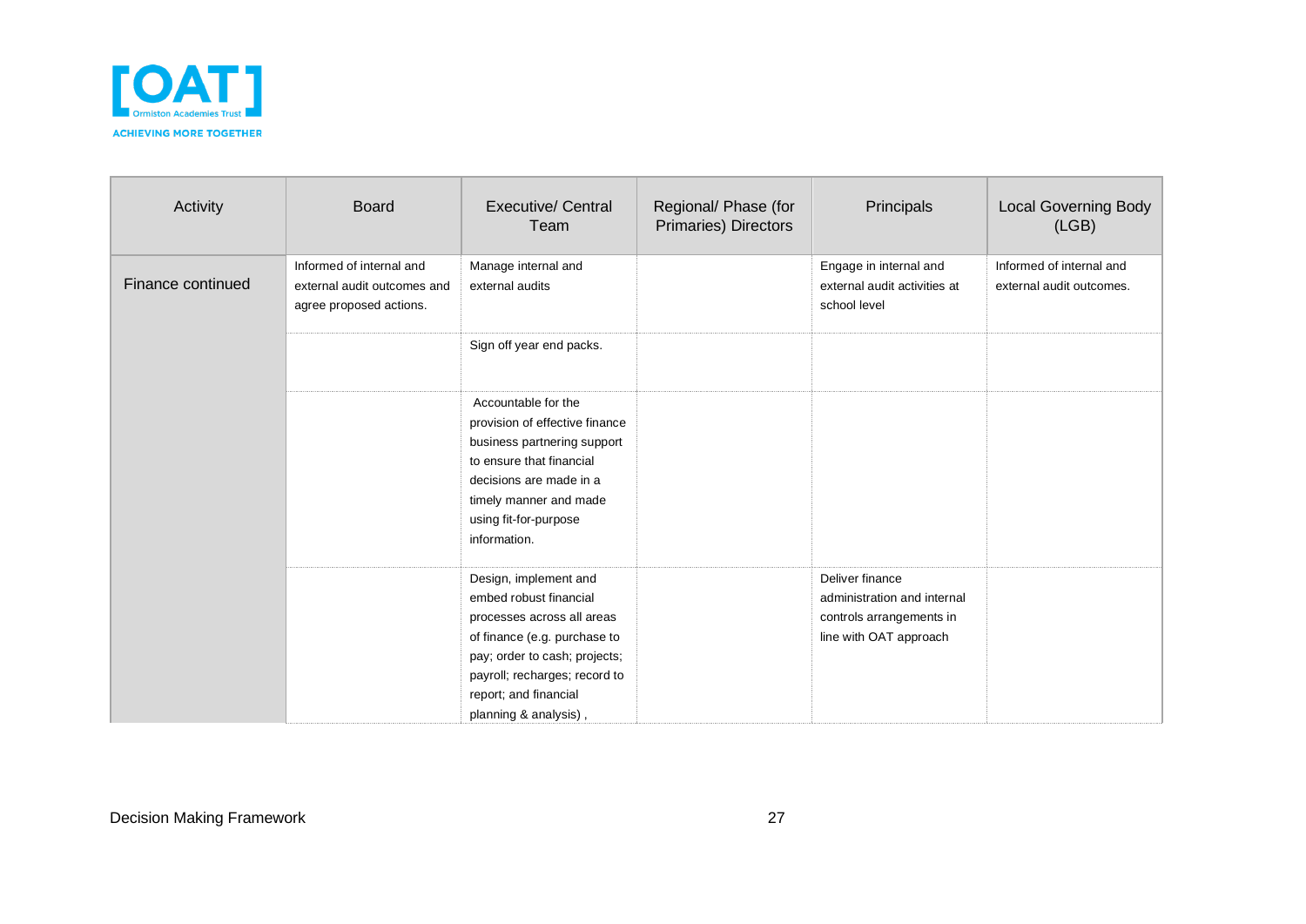| Activity | Board | Executive/ Central Team | Regional/ Phase (for Primaries) Directors | Principals | Local Governing Body (LGB) |
|---|---|---|---|---|---|
| Finance continued | Informed of internal and external audit outcomes and agree proposed actions. | Manage internal and external audits | | Engage in internal and external audit activities at school level | Informed of internal and external audit outcomes. |
| | | Sign off year end packs. | | | |
| | | Accountable for the provision of effective finance business partnering support to ensure that financial decisions are made in a timely manner and made using fit-for-purpose information. | | | |
| | | Design, implement and embed robust financial processes across all areas of finance (e.g. purchase to pay; order to cash; projects; payroll; recharges; record to report; and financial planning & analysis) , | | Deliver finance administration and internal controls arrangements in line with OAT approach | |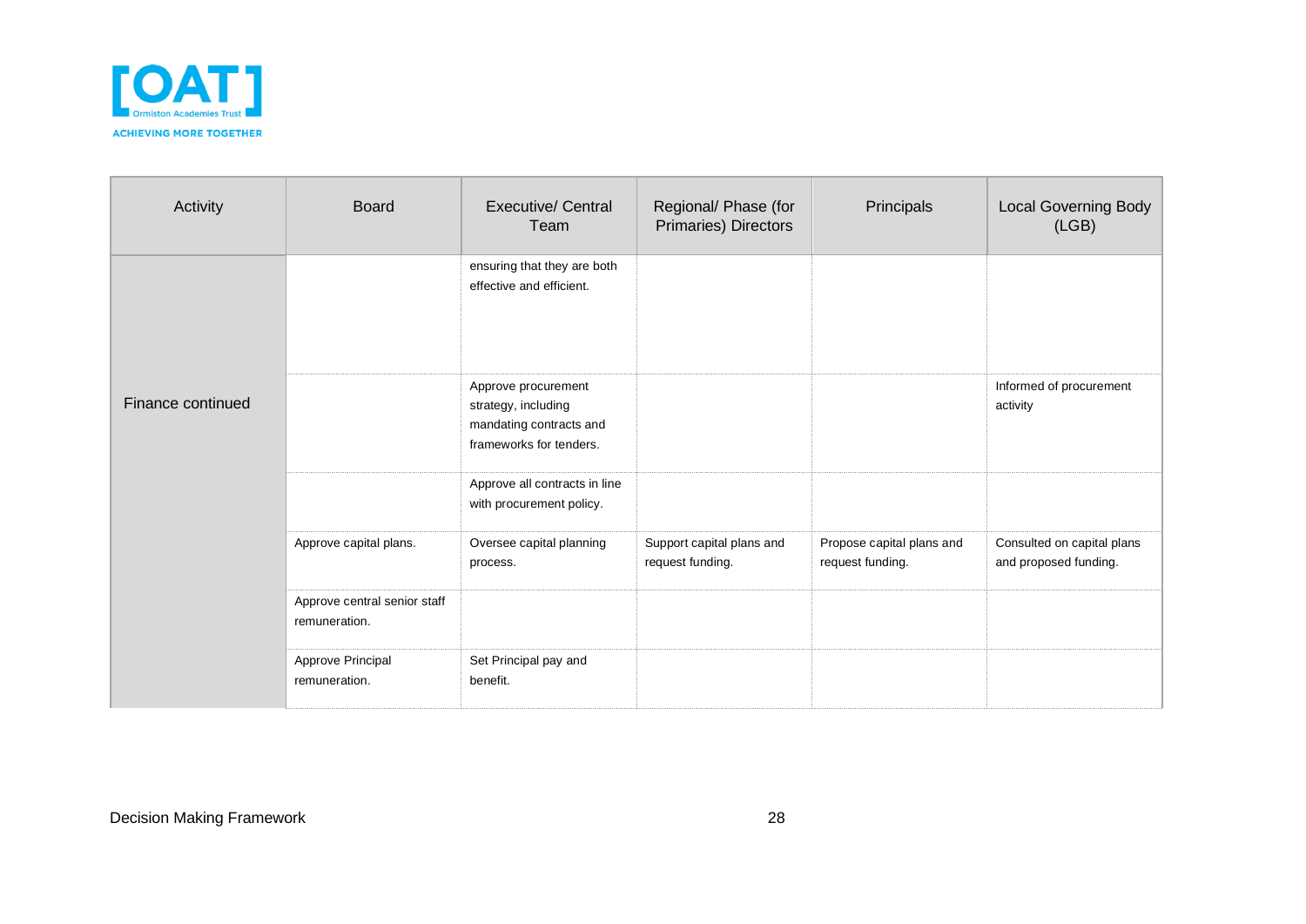| Activity | Board | Executive/ Central Team | Regional/ Phase (for Primaries) Directors | Principals | Local Governing Body (LGB) |
|---|---|---|---|---|---|
| Finance continued | | ensuring that they are both effective and efficient. | | | |
| | | Approve procurement strategy, including mandating contracts and frameworks for tenders. | | | Informed of procurement activity |
| | | Approve all contracts in line with procurement policy. | | | |
| | Approve capital plans. | Oversee capital planning process. | Support capital plans and request funding. | Propose capital plans and request funding. | Consulted on capital plans and proposed funding. |
| | Approve central senior staff remuneration. | | | | |
| | Approve Principal remuneration. | Set Principal pay and benefit. | | | |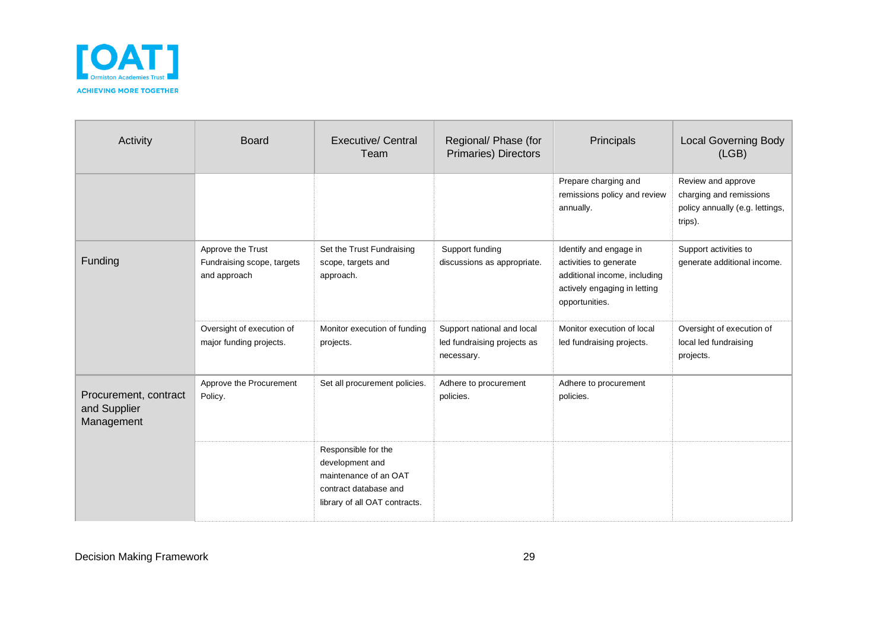| Activity | Board | Executive/ Central Team | Regional/ Phase (for Primaries) Directors | Principals | Local Governing Body (LGB) |
|---|---|---|---|---|---|
| | | | | Prepare charging and remissions policy and review annually. | Review and approve charging and remissions policy annually (e.g. lettings, trips). |
| Funding | Approve the Trust Fundraising scope, targets and approach | Set the Trust Fundraising scope, targets and approach. | Support funding discussions as appropriate. | Identify and engage in activities to generate additional income, including actively engaging in letting opportunities. | Support activities to generate additional income. |
| | Oversight of execution of major funding projects. | Monitor execution of funding projects. | Support national and local led fundraising projects as necessary. | Monitor execution of local led fundraising projects. | Oversight of execution of local led fundraising projects. |
| Procurement, contract and Supplier Management | Approve the Procurement Policy. | Set all procurement policies. | Adhere to procurement policies. | Adhere to procurement policies. | |
| | | Responsible for the development and maintenance of an OAT contract database and library of all OAT contracts. | | | |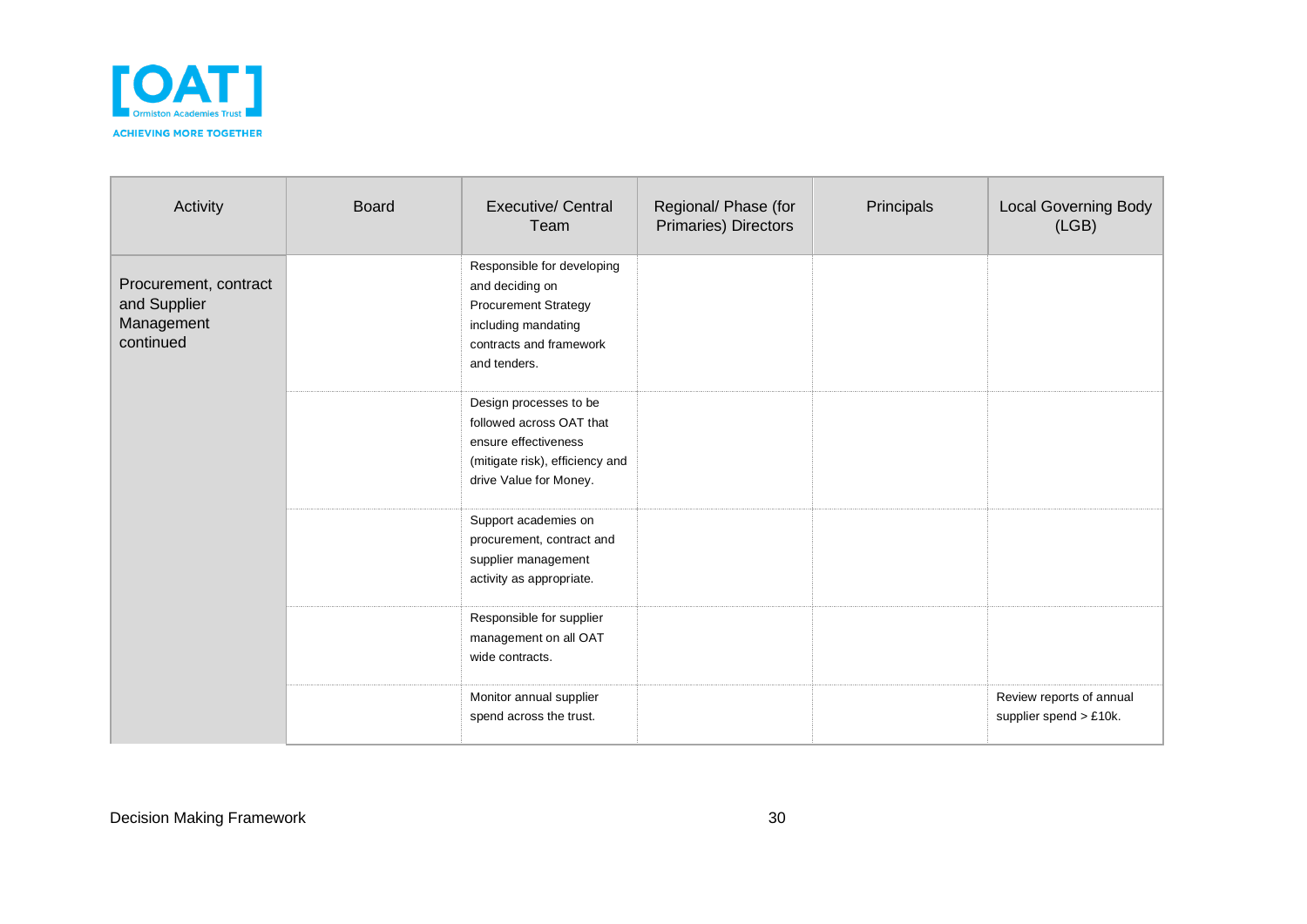| Activity | Board | Executive/ Central Team | Regional/ Phase (for Primaries) Directors | Principals | Local Governing Body (LGB) |
|---|---|---|---|---|---|
| Procurement, contract and Supplier Management continued | | Responsible for developing and deciding on Procurement Strategy including mandating contracts and framework and tenders. | | | |
| | | Design processes to be followed across OAT that ensure effectiveness (mitigate risk), efficiency and drive Value for Money. | | | |
| | | Support academies on procurement, contract and supplier management activity as appropriate. | | | |
| | | Responsible for supplier management on all OAT wide contracts. | | | |
| | | Monitor annual supplier spend across the trust. | | | Review reports of annual supplier spend > £10k. |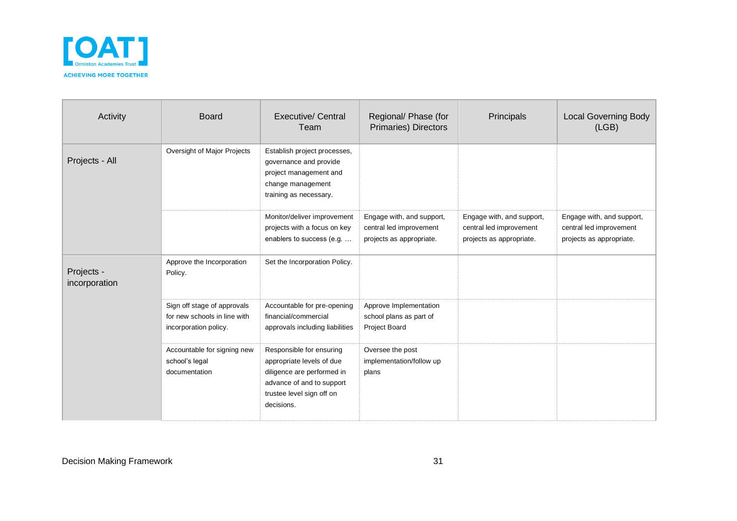| Activity | Board | Executive/ Central Team | Regional/ Phase (for Primaries) Directors | Principals | Local Governing Body (LGB) |
|---|---|---|---|---|---|
| Projects - All | Oversight of Major Projects | Establish project processes, governance and provide project management and change management training as necessary. | | | |
| | | Monitor/deliver improvement projects with a focus on key enablers to success (e.g. … | Engage with, and support, central led improvement projects as appropriate. | Engage with, and support, central led improvement projects as appropriate. | Engage with, and support, central led improvement projects as appropriate. |
| Projects - incorporation | Approve the Incorporation Policy. | Set the Incorporation Policy. | | | |
| | Sign off stage of approvals for new schools in line with incorporation policy. | Accountable for pre-opening financial/commercial approvals including liabilities | Approve Implementation school plans as part of Project Board | | |
| | Accountable for signing new school's legal documentation | Responsible for ensuring appropriate levels of due diligence are performed in advance of and to support trustee level sign off on decisions. | Oversee the post implementation/follow up plans | | |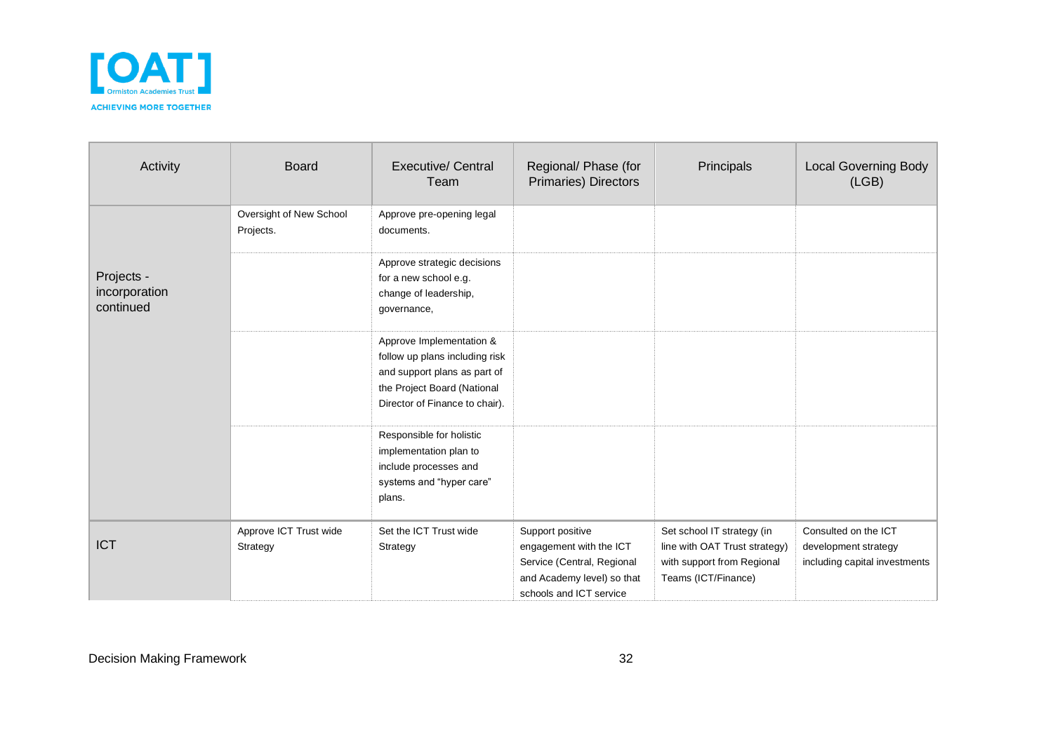| Activity | Board | Executive/ Central Team | Regional/ Phase (for Primaries) Directors | Principals | Local Governing Body (LGB) |
|---|---|---|---|---|---|
| Projects - incorporation continued | Oversight of New School Projects. | Approve pre-opening legal documents. | | | |
| | | Approve strategic decisions for a new school e.g. change of leadership, governance, | | | |
| | | Approve Implementation & follow up plans including risk and support plans as part of the Project Board (National Director of Finance to chair). | | | |
| | | Responsible for holistic implementation plan to include processes and systems and "hyper care" plans. | | | |
| ICT | Approve ICT Trust wide Strategy | Set the ICT Trust wide Strategy | Support positive engagement with the ICT Service (Central, Regional and Academy level) so that schools and ICT service | Set school IT strategy (in line with OAT Trust strategy) with support from Regional Teams (ICT/Finance) | Consulted on the ICT development strategy including capital investments |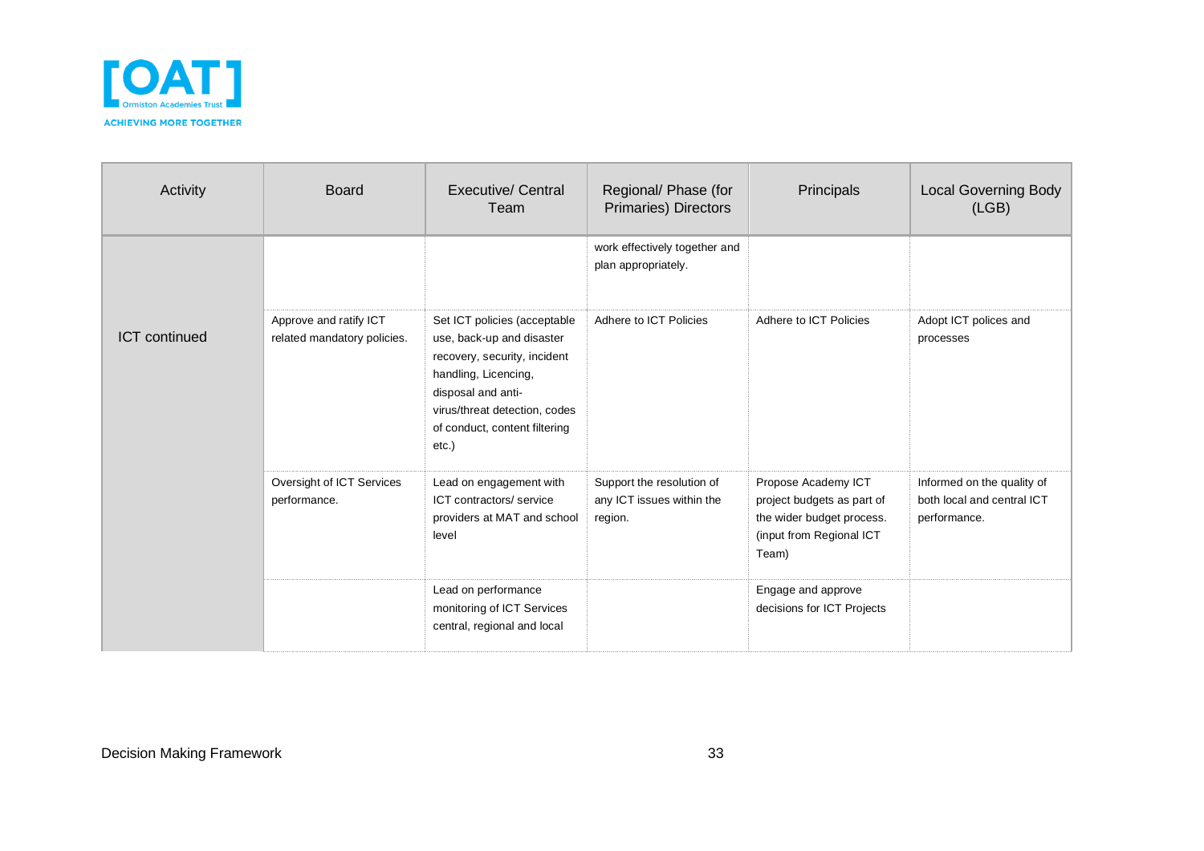| Activity | Board | Executive/ Central Team | Regional/ Phase (for Primaries) Directors | Principals | Local Governing Body (LGB) |
|---|---|---|---|---|---|
| ICT continued | | | work effectively together and plan appropriately. | | |
| | Approve and ratify ICT related mandatory policies. | Set ICT policies (acceptable use, back-up and disaster recovery, security, incident handling, Licencing, disposal and anti-virus/threat detection, codes of conduct, content filtering etc.) | Adhere to ICT Policies | Adhere to ICT Policies | Adopt ICT polices and processes |
| | Oversight of ICT Services performance. | Lead on engagement with ICT contractors/ service providers at MAT and school level | Support the resolution of any ICT issues within the region. | Propose Academy ICT project budgets as part of the wider budget process. (input from Regional ICT Team) | Informed on the quality of both local and central ICT performance. |
| | | Lead on performance monitoring of ICT Services central, regional and local | | Engage and approve decisions for ICT Projects | |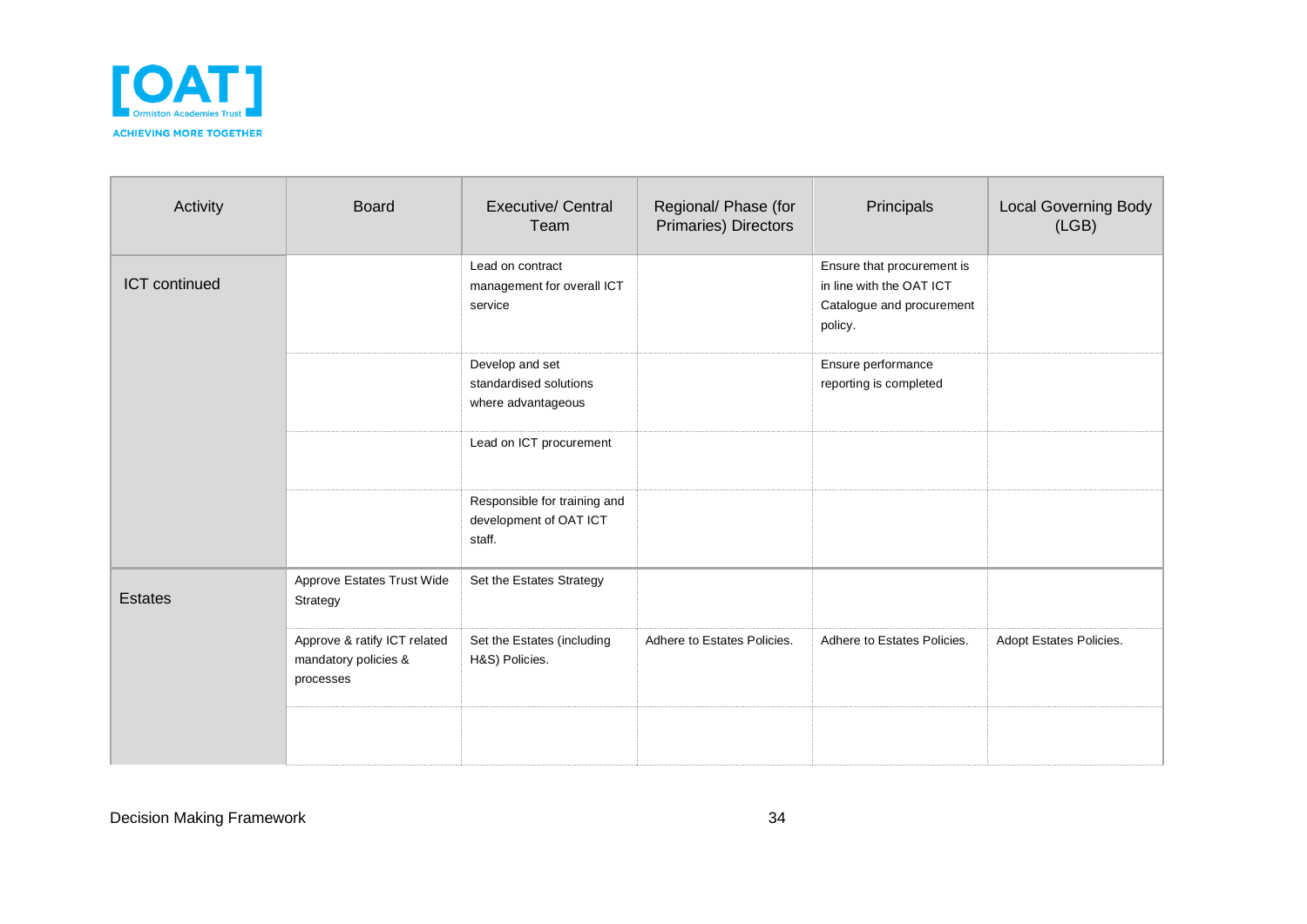| Activity | Board | Executive/ Central Team | Regional/ Phase (for Primaries) Directors | Principals | Local Governing Body (LGB) |
|---|---|---|---|---|---|
| ICT continued | | Lead on contract management for overall ICT service | | Ensure that procurement is in line with the OAT ICT Catalogue and procurement policy. | |
| | | Develop and set standardised solutions where advantageous | | Ensure performance reporting is completed | |
| | | Lead on ICT procurement | | | |
| | | Responsible for training and development of OAT ICT staff. | | | |
| Estates | Approve Estates Trust Wide Strategy | Set the Estates Strategy | | | |
| | Approve & ratify ICT related mandatory policies & processes | Set the Estates (including H&S) Policies. | Adhere to Estates Policies. | Adhere to Estates Policies. | Adopt Estates Policies. |
| | | | | | |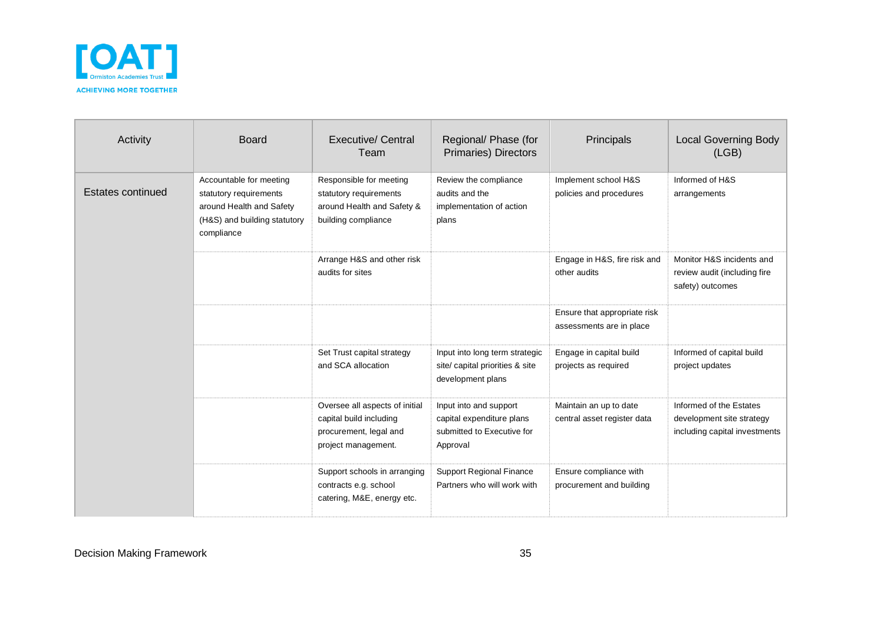| Activity | Board | Executive/ Central Team | Regional/ Phase (for Primaries) Directors | Principals | Local Governing Body (LGB) |
|---|---|---|---|---|---|
| Estates continued | Accountable for meeting statutory requirements around Health and Safety (H&S) and building statutory compliance | Responsible for meeting statutory requirements around Health and Safety & building compliance | Review the compliance audits and the implementation of action plans | Implement school H&S policies and procedures | Informed of H&S arrangements |
| | | Arrange H&S and other risk audits for sites | | Engage in H&S, fire risk and other audits | Monitor H&S incidents and review audit (including fire safety) outcomes |
| | | | | Ensure that appropriate risk assessments are in place | |
| | | Set Trust capital strategy and SCA allocation | Input into long term strategic site/ capital priorities & site development plans | Engage in capital build projects as required | Informed of capital build project updates |
| | | Oversee all aspects of initial capital build including procurement, legal and project management. | Input into and support capital expenditure plans submitted to Executive for Approval | Maintain an up to date central asset register data | Informed of the Estates development site strategy including capital investments |
| | | Support schools in arranging contracts e.g. school catering, M&E, energy etc. | Support Regional Finance Partners who will work with | Ensure compliance with procurement and building | |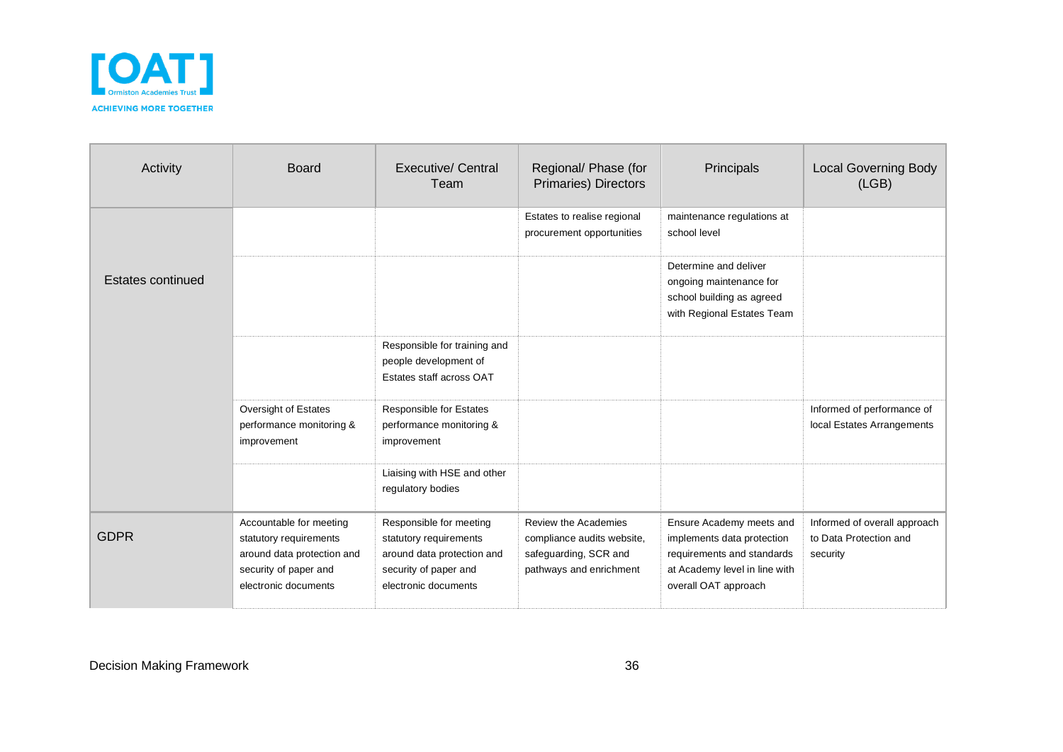| Activity | Board | Executive/ Central Team | Regional/ Phase (for Primaries) Directors | Principals | Local Governing Body (LGB) |
|---|---|---|---|---|---|
| Estates continued | | | Estates to realise regional procurement opportunities | maintenance regulations at school level | |
| | | | | Determine and deliver ongoing maintenance for school building as agreed with Regional Estates Team | |
| | | Responsible for training and people development of Estates staff across OAT | | | |
| | Oversight of Estates performance monitoring & improvement | Responsible for Estates performance monitoring & improvement | | | Informed of performance of local Estates Arrangements |
| | | Liaising with HSE and other regulatory bodies | | | |
| GDPR | Accountable for meeting statutory requirements around data protection and security of paper and electronic documents | Responsible for meeting statutory requirements around data protection and security of paper and electronic documents | Review the Academies compliance audits website, safeguarding, SCR and pathways and enrichment | Ensure Academy meets and implements data protection requirements and standards at Academy level in line with overall OAT approach | Informed of overall approach to Data Protection and security |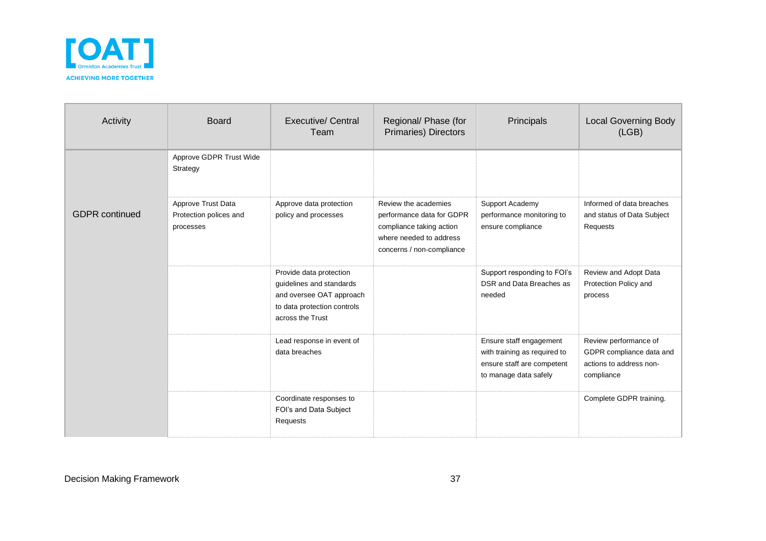| Activity | Board | Executive/ Central Team | Regional/ Phase (for Primaries) Directors | Principals | Local Governing Body (LGB) |
|---|---|---|---|---|---|
| GDPR continued | Approve GDPR Trust Wide Strategy | | | | |
| | Approve Trust Data Protection polices and processes | Approve data protection policy and processes | Review the academies performance data for GDPR compliance taking action where needed to address concerns / non-compliance | Support Academy performance monitoring to ensure compliance | Informed of data breaches and status of Data Subject Requests |
| | | Provide data protection guidelines and standards and oversee OAT approach to data protection controls across the Trust | | Support responding to FOI's DSR and Data Breaches as needed | Review and Adopt Data Protection Policy and process |
| | | Lead response in event of data breaches | | Ensure staff engagement with training as required to ensure staff are competent to manage data safely | Review performance of GDPR compliance data and actions to address non-compliance |
| | | Coordinate responses to FOI's and Data Subject Requests | | | Complete GDPR training. |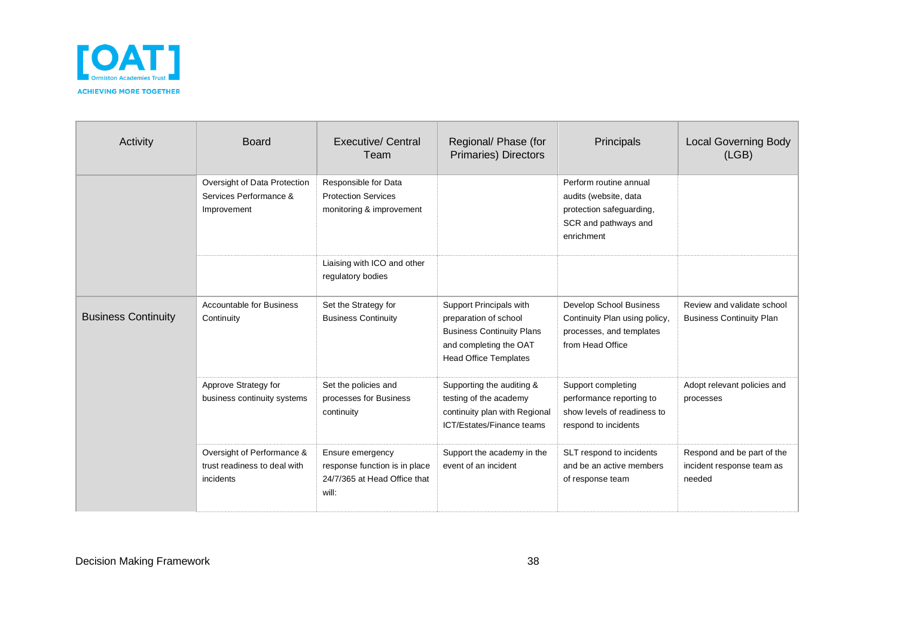| Activity | Board | Executive/ Central Team | Regional/ Phase (for Primaries) Directors | Principals | Local Governing Body (LGB) |
|---|---|---|---|---|---|
| | Oversight of Data Protection Services Performance & Improvement | Responsible for Data Protection Services monitoring & improvement | | Perform routine annual audits (website, data protection safeguarding, SCR and pathways and enrichment | |
| | | Liaising with ICO and other regulatory bodies | | | |
| Business Continuity | Accountable for Business Continuity | Set the Strategy for Business Continuity | Support Principals with preparation of school Business Continuity Plans and completing the OAT Head Office Templates | Develop School Business Continuity Plan using policy, processes, and templates from Head Office | Review and validate school Business Continuity Plan |
| | Approve Strategy for business continuity systems | Set the policies and processes for Business continuity | Supporting the auditing & testing of the academy continuity plan with Regional ICT/Estates/Finance teams | Support completing performance reporting to show levels of readiness to respond to incidents | Adopt relevant policies and processes |
| | Oversight of Performance & trust readiness to deal with incidents | Ensure emergency response function is in place 24/7/365 at Head Office that will: | Support the academy in the event of an incident | SLT respond to incidents and be an active members of response team | Respond and be part of the incident response team as needed |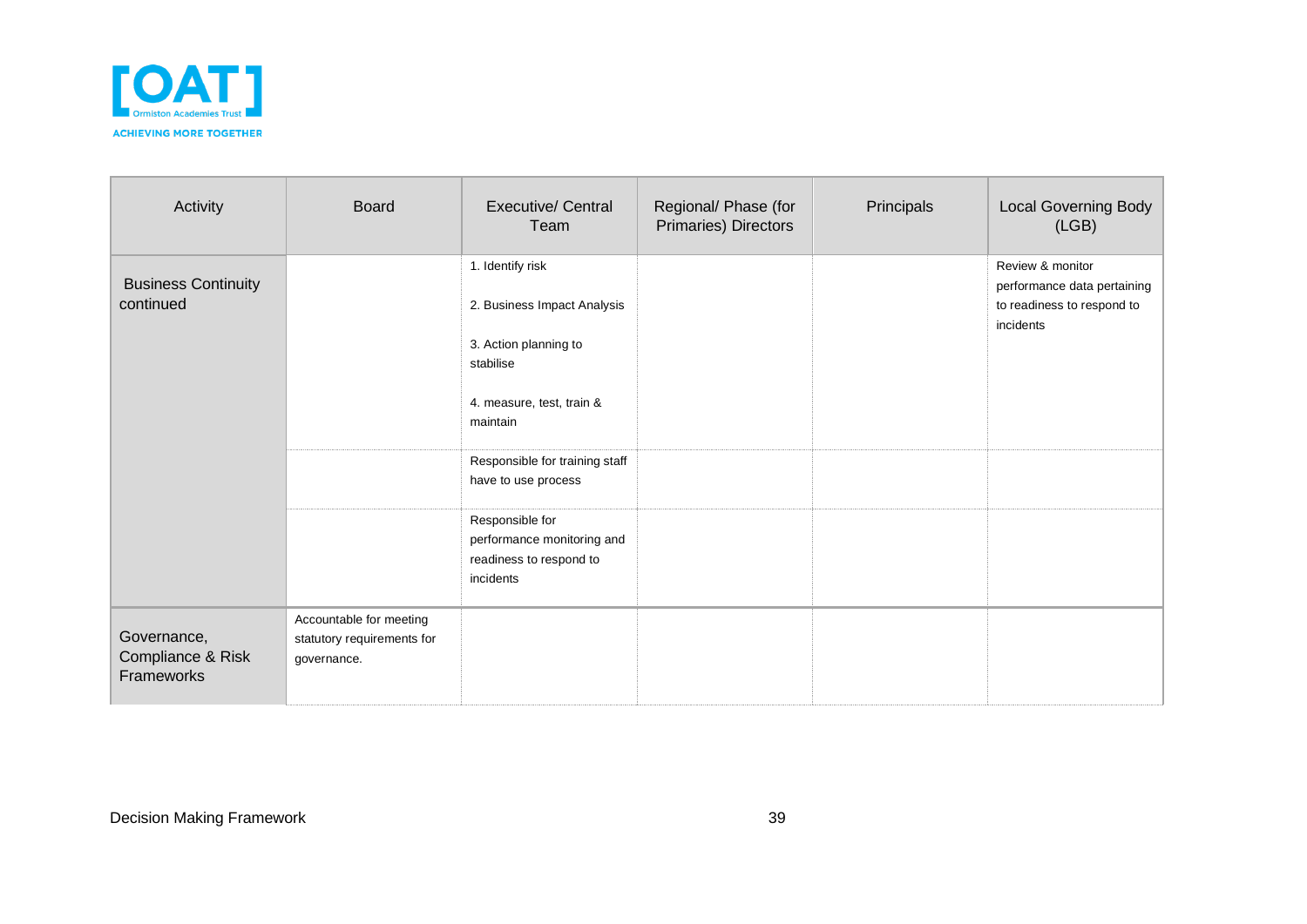| Activity | Board | Executive/ Central Team | Regional/ Phase (for Primaries) Directors | Principals | Local Governing Body (LGB) |
|---|---|---|---|---|---|
| Business Continuity continued | | 1. Identify risk<br><br>2. Business Impact Analysis<br><br>3. Action planning to stabilise<br><br>4. measure, test, train & maintain | | | Review & monitor performance data pertaining to readiness to respond to incidents |
| | | Responsible for training staff have to use process | | | |
| | | Responsible for performance monitoring and readiness to respond to incidents | | | |
| Governance, Compliance & Risk Frameworks | Accountable for meeting statutory requirements for governance. | | | | |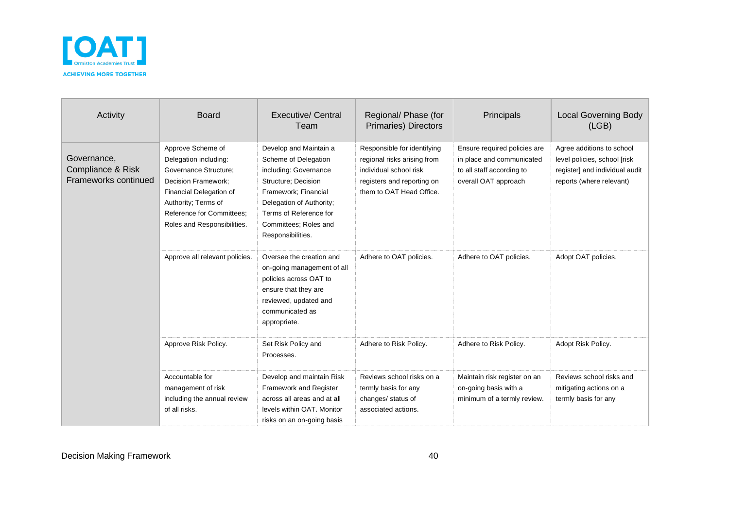| Activity | Board | Executive/ Central Team | Regional/ Phase (for Primaries) Directors | Principals | Local Governing Body (LGB) |
|---|---|---|---|---|---|
| Governance, Compliance & Risk Frameworks continued | Approve Scheme of Delegation including: Governance Structure; Decision Framework; Financial Delegation of Authority; Terms of Reference for Committees; Roles and Responsibilities. | Develop and Maintain a Scheme of Delegation including: Governance Structure; Decision Framework; Financial Delegation of Authority; Terms of Reference for Committees; Roles and Responsibilities. | Responsible for identifying regional risks arising from individual school risk registers and reporting on them to OAT Head Office. | Ensure required policies are in place and communicated to all staff according to overall OAT approach | Agree additions to school level policies, school [risk register] and individual audit reports (where relevant) |
| | Approve all relevant policies. | Oversee the creation and on-going management of all policies across OAT to ensure that they are reviewed, updated and communicated as appropriate. | Adhere to OAT policies. | Adhere to OAT policies. | Adopt OAT policies. |
| | Approve Risk Policy. | Set Risk Policy and Processes. | Adhere to Risk Policy. | Adhere to Risk Policy. | Adopt Risk Policy. |
| | Accountable for management of risk including the annual review of all risks. | Develop and maintain Risk Framework and Register across all areas and at all levels within OAT. Monitor risks on an on-going basis | Reviews school risks on a termly basis for any changes/ status of associated actions. | Maintain risk register on an on-going basis with a minimum of a termly review. | Reviews school risks and mitigating actions on a termly basis for any |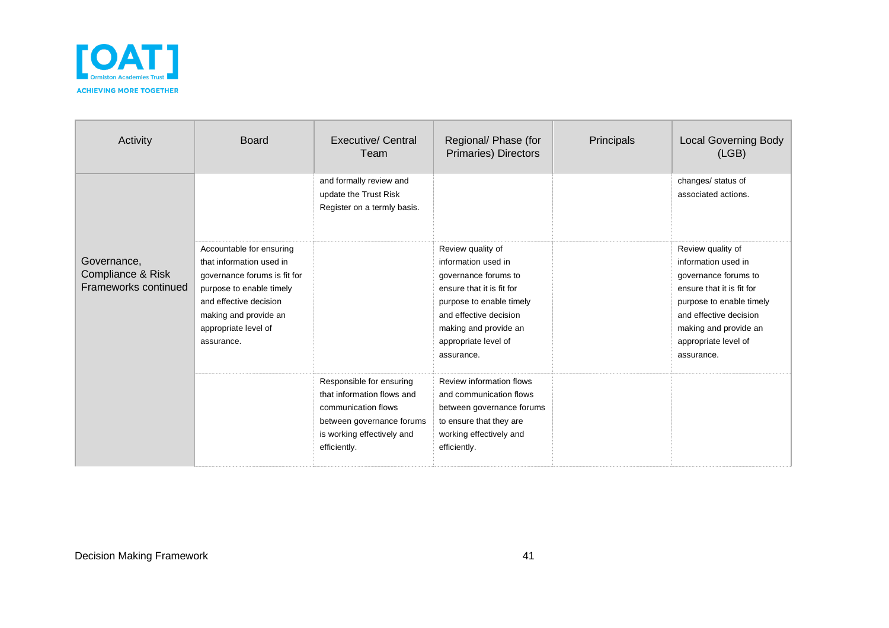| Activity | Board | Executive/ Central Team | Regional/ Phase (for Primaries) Directors | Principals | Local Governing Body (LGB) |
|---|---|---|---|---|---|
| Governance, Compliance & Risk Frameworks continued | | and formally review and update the Trust Risk Register on a termly basis. | | | changes/ status of associated actions. |
| | Accountable for ensuring that information used in governance forums is fit for purpose to enable timely and effective decision making and provide an appropriate level of assurance. | | Review quality of information used in governance forums to ensure that it is fit for purpose to enable timely and effective decision making and provide an appropriate level of assurance. | | Review quality of information used in governance forums to ensure that it is fit for purpose to enable timely and effective decision making and provide an appropriate level of assurance. |
| | | Responsible for ensuring that information flows and communication flows between governance forums is working effectively and efficiently. | Review information flows and communication flows between governance forums to ensure that they are working effectively and efficiently. | | |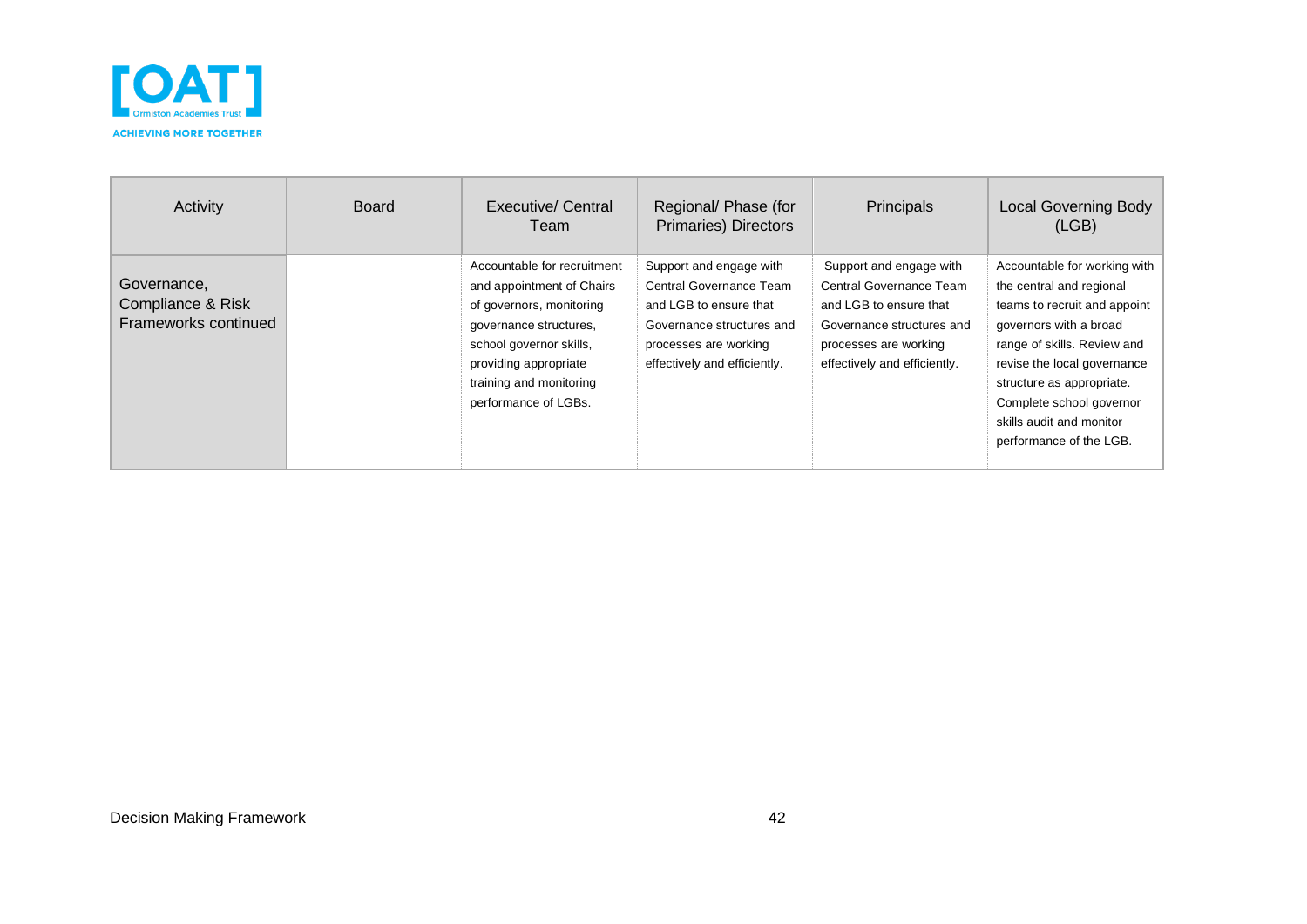| Activity | Board | Executive/ Central Team | Regional/ Phase (for Primaries) Directors | Principals | Local Governing Body (LGB) |
|---|---|---|---|---|---|
| Governance, Compliance & Risk Frameworks continued | | Accountable for recruitment and appointment of Chairs of governors, monitoring governance structures, school governor skills, providing appropriate training and monitoring performance of LGBs. | Support and engage with Central Governance Team and LGB to ensure that Governance structures and processes are working effectively and efficiently. | Support and engage with Central Governance Team and LGB to ensure that Governance structures and processes are working effectively and efficiently. | Accountable for working with the central and regional teams to recruit and appoint governors with a broad range of skills. Review and revise the local governance structure as appropriate. Complete school governor skills audit and monitor performance of the LGB. |